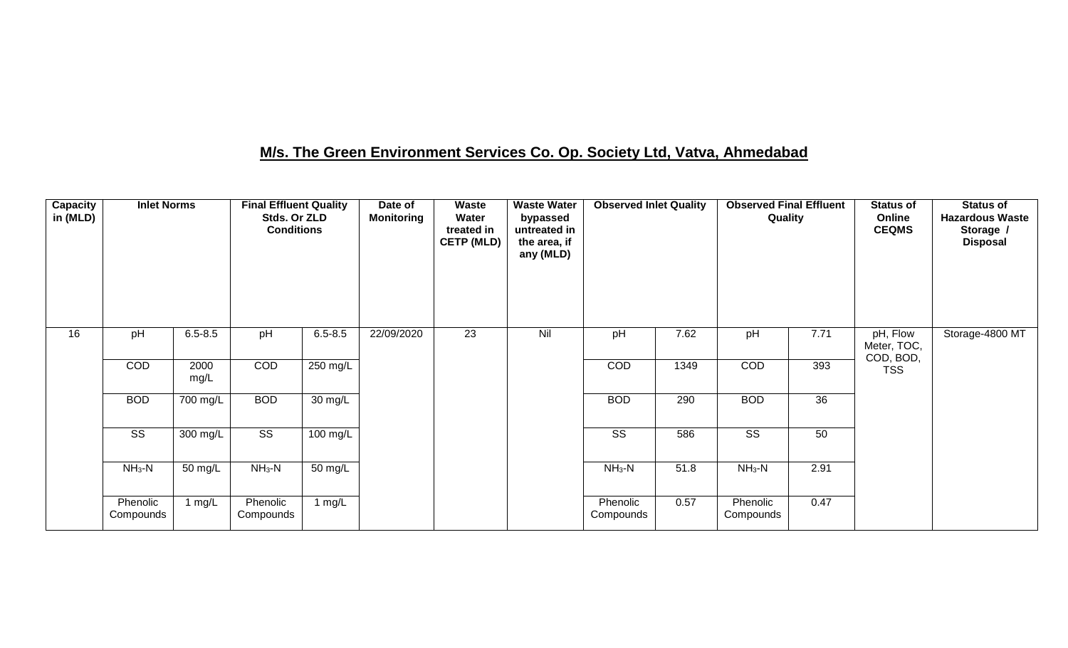## M/s. The Green Environment Services Co. Op. Society Ltd, Vatva, Ahmedabad

| Capacity in (MLD) | Inlet Norms | | Final Effluent Quality Stds. Or ZLD Conditions | | Date of Monitoring | Waste Water treated in CETP (MLD) | Waste Water bypassed untreated in the area, if any (MLD) | Observed Inlet Quality | | Observed Final Effluent Quality | | Status of Online CEQMS | Status of Hazardous Waste Storage / Disposal |
|---|---|---|---|---|---|---|---|---|---|---|---|---|---|
| 16 | pH | 6.5-8.5 | pH | 6.5-8.5 | 22/09/2020 | 23 | Nil | pH | 7.62 | pH | 7.71 | pH, Flow Meter, TOC, COD, BOD, TSS | Storage-4800 MT |
| | COD | 2000 mg/L | COD | 250 mg/L | | | | COD | 1349 | COD | 393 | | |
| | BOD | 700 mg/L | BOD | 30 mg/L | | | | BOD | 290 | BOD | 36 | | |
| | SS | 300 mg/L | SS | 100 mg/L | | | | SS | 586 | SS | 50 | | |
| | $NH_3$-N | 50 mg/L | $NH_3$-N | 50 mg/L | | | | $NH_3$-N | 51.8 | $NH_3$-N | 2.91 | | |
| | Phenolic Compounds | 1 mg/L | Phenolic Compounds | 1 mg/L | | | | Phenolic Compounds | 0.57 | Phenolic Compounds | 0.47 | | |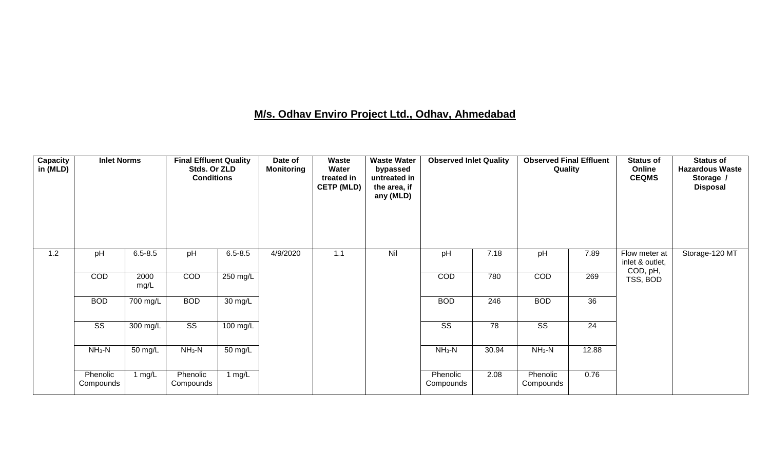## M/s. Odhav Enviro Project Ltd., Odhav, Ahmedabad

| Capacity in (MLD) | Inlet Norms | | Final Effluent Quality Stds. Or ZLD Conditions | | Date of Monitoring | Waste Water treated in CETP (MLD) | Waste Water bypassed untreated in the area, if any (MLD) | Observed Inlet Quality | | Observed Final Effluent Quality | | Status of Online CEQMS | Status of Hazardous Waste Storage / Disposal |
|---|---|---|---|---|---|---|---|---|---|---|---|---|---|
| 1.2 | pH | 6.5-8.5 | pH | 6.5-8.5 | 4/9/2020 | 1.1 | Nil | pH | 7.18 | pH | 7.89 | Flow meter at inlet & outlet, COD, pH, TSS, BOD | Storage-120 MT |
| | COD | 2000 mg/L | COD | 250 mg/L | | | | COD | 780 | COD | 269 | | |
| | BOD | 700 mg/L | BOD | 30 mg/L | | | | BOD | 246 | BOD | 36 | | |
| | SS | 300 mg/L | SS | 100 mg/L | | | | SS | 78 | SS | 24 | | |
| | $NH_3$-N | 50 mg/L | $NH_3$-N | 50 mg/L | | | | $NH_3$-N | 30.94 | $NH_3$-N | 12.88 | | |
| | Phenolic Compounds | 1 mg/L | Phenolic Compounds | 1 mg/L | | | | Phenolic Compounds | 2.08 | Phenolic Compounds | 0.76 | | |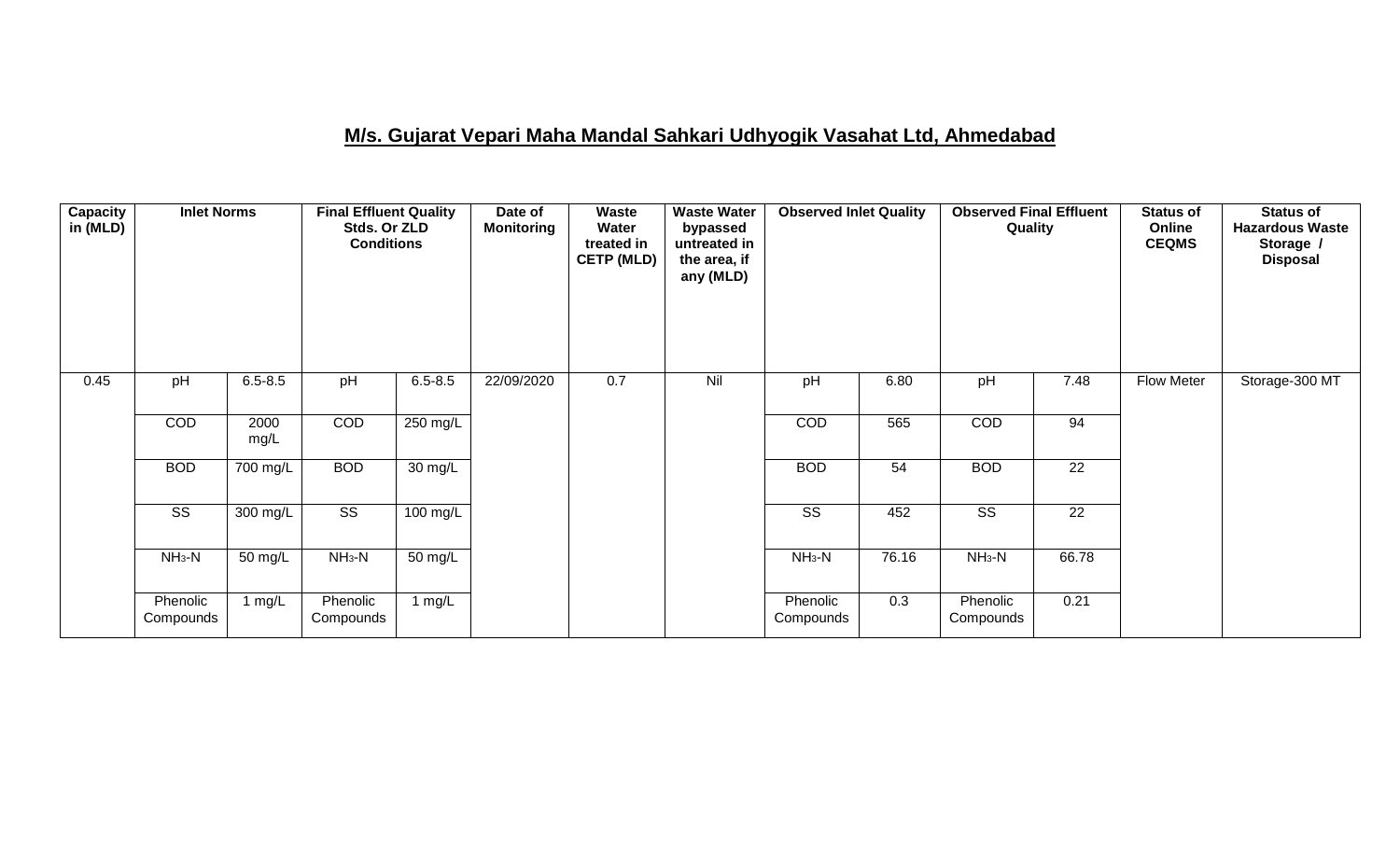## M/s. Gujarat Vepari Maha Mandal Sahkari Udhyogik Vasahat Ltd, Ahmedabad

| Capacity in (MLD) | Inlet Norms | | Final Effluent Quality Stds. Or ZLD Conditions | | Date of Monitoring | Waste Water treated in CETP (MLD) | Waste Water bypassed untreated in the area, if any (MLD) | Observed Inlet Quality | | Observed Final Effluent Quality | | Status of Online CEQMS | Status of Hazardous Waste Storage / Disposal |
|---|---|---|---|---|---|---|---|---|---|---|---|---|---|
| 0.45 | pH | 6.5-8.5 | pH | 6.5-8.5 | 22/09/2020 | 0.7 | Nil | pH | 6.80 | pH | 7.48 | Flow Meter | Storage-300 MT |
| | COD | 2000 mg/L | COD | 250 mg/L | | | | COD | 565 | COD | 94 | | |
| | BOD | 700 mg/L | BOD | 30 mg/L | | | | BOD | 54 | BOD | 22 | | |
| | SS | 300 mg/L | SS | 100 mg/L | | | | SS | 452 | SS | 22 | | |
| | $NH_3$-N | 50 mg/L | $NH_3$-N | 50 mg/L | | | | $NH_3$-N | 76.16 | $NH_3$-N | 66.78 | | |
| | Phenolic Compounds | 1 mg/L | Phenolic Compounds | 1 mg/L | | | | Phenolic Compounds | 0.3 | Phenolic Compounds | 0.21 | | |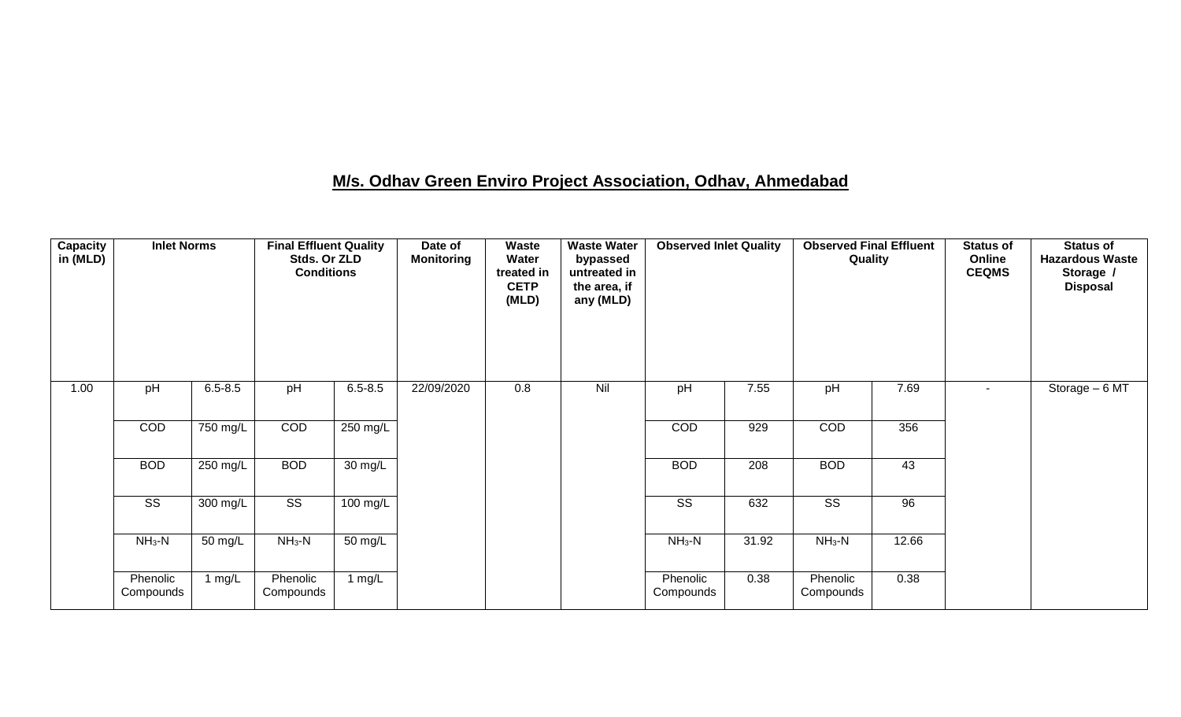## M/s. Odhav Green Enviro Project Association, Odhav, Ahmedabad

| Capacity in (MLD) | Inlet Norms | | Final Effluent Quality Stds. Or ZLD Conditions | | Date of Monitoring | Waste Water treated in CETP (MLD) | Waste Water bypassed untreated in the area, if any (MLD) | Observed Inlet Quality | | Observed Final Effluent Quality | | Status of Online CEQMS | Status of Hazardous Waste Storage / Disposal |
|---|---|---|---|---|---|---|---|---|---|---|---|---|---|
| 1.00 | pH | 6.5-8.5 | pH | 6.5-8.5 | 22/09/2020 | 0.8 | Nil | pH | 7.55 | pH | 7.69 | - | Storage – 6 MT |
| | COD | 750 mg/L | COD | 250 mg/L | | | | COD | 929 | COD | 356 | | |
| | BOD | 250 mg/L | BOD | 30 mg/L | | | | BOD | 208 | BOD | 43 | | |
| | SS | 300 mg/L | SS | 100 mg/L | | | | SS | 632 | SS | 96 | | |
| | $NH_3$-N | 50 mg/L | $NH_3$-N | 50 mg/L | | | | $NH_3$-N | 31.92 | $NH_3$-N | 12.66 | | |
| | Phenolic Compounds | 1 mg/L | Phenolic Compounds | 1 mg/L | | | | Phenolic Compounds | 0.38 | Phenolic Compounds | 0.38 | | |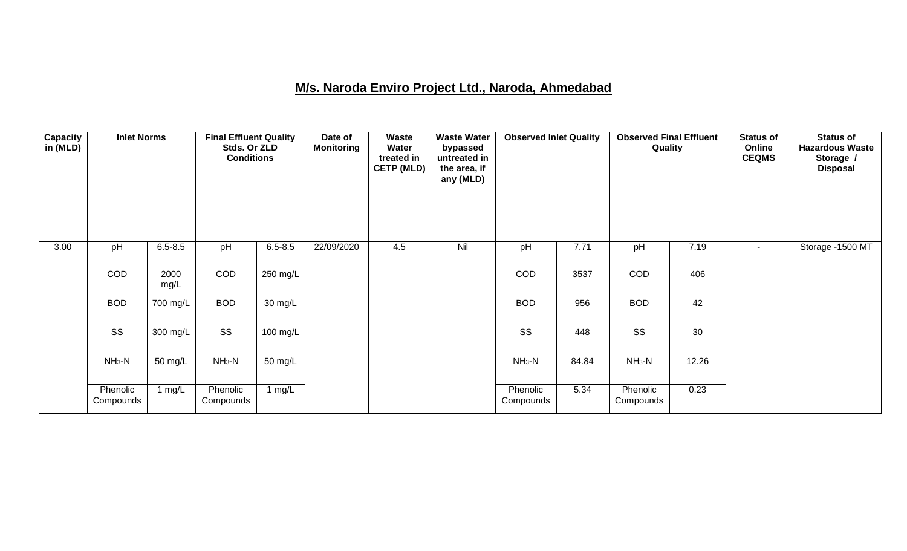## M/s. Naroda Enviro Project Ltd., Naroda, Ahmedabad

| Capacity in (MLD) | Inlet Norms | | Final Effluent Quality Stds. Or ZLD Conditions | | Date of Monitoring | Waste Water treated in CETP (MLD) | Waste Water bypassed untreated in the area, if any (MLD) | Observed Inlet Quality | | Observed Final Effluent Quality | | Status of Online CEQMS | Status of Hazardous Waste Storage / Disposal |
|---|---|---|---|---|---|---|---|---|---|---|---|---|---|
| 3.00 | pH | 6.5-8.5 | pH | 6.5-8.5 | 22/09/2020 | 4.5 | Nil | pH | 7.71 | pH | 7.19 | - | Storage -1500 MT |
| | COD | 2000 mg/L | COD | 250 mg/L | | | | COD | 3537 | COD | 406 | | |
| | BOD | 700 mg/L | BOD | 30 mg/L | | | | BOD | 956 | BOD | 42 | | |
| | SS | 300 mg/L | SS | 100 mg/L | | | | SS | 448 | SS | 30 | | |
| | $NH_3$-N | 50 mg/L | $NH_3$-N | 50 mg/L | | | | $NH_3$-N | 84.84 | $NH_3$-N | 12.26 | | |
| | Phenolic Compounds | 1 mg/L | Phenolic Compounds | 1 mg/L | | | | Phenolic Compounds | 5.34 | Phenolic Compounds | 0.23 | | |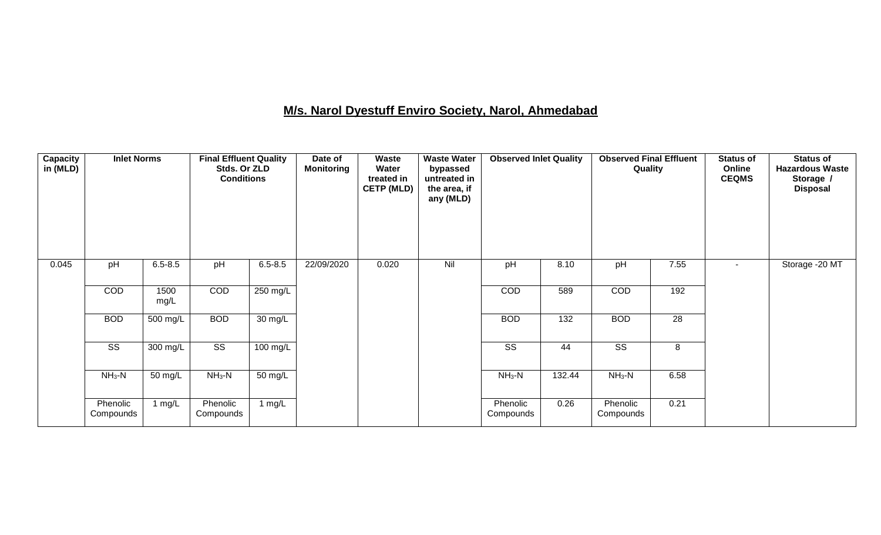## M/s. Narol Dyestuff Enviro Society, Narol, Ahmedabad

| Capacity in (MLD) | Inlet Norms | | Final Effluent Quality Stds. Or ZLD Conditions | | Date of Monitoring | Waste Water treated in CETP (MLD) | Waste Water bypassed untreated in the area, if any (MLD) | Observed Inlet Quality | | Observed Final Effluent Quality | | Status of Online CEQMS | Status of Hazardous Waste Storage / Disposal |
|---|---|---|---|---|---|---|---|---|---|---|---|---|---|
| 0.045 | pH | 6.5-8.5 | pH | 6.5-8.5 | 22/09/2020 | 0.020 | Nil | pH | 8.10 | pH | 7.55 | - | Storage -20 MT |
| | COD | 1500 mg/L | COD | 250 mg/L | | | | COD | 589 | COD | 192 | | |
| | BOD | 500 mg/L | BOD | 30 mg/L | | | | BOD | 132 | BOD | 28 | | |
| | SS | 300 mg/L | SS | 100 mg/L | | | | SS | 44 | SS | 8 | | |
| | $NH_3$-N | 50 mg/L | $NH_3$-N | 50 mg/L | | | | $NH_3$-N | 132.44 | $NH_3$-N | 6.58 | | |
| | Phenolic Compounds | 1 mg/L | Phenolic Compounds | 1 mg/L | | | | Phenolic Compounds | 0.26 | Phenolic Compounds | 0.21 | | |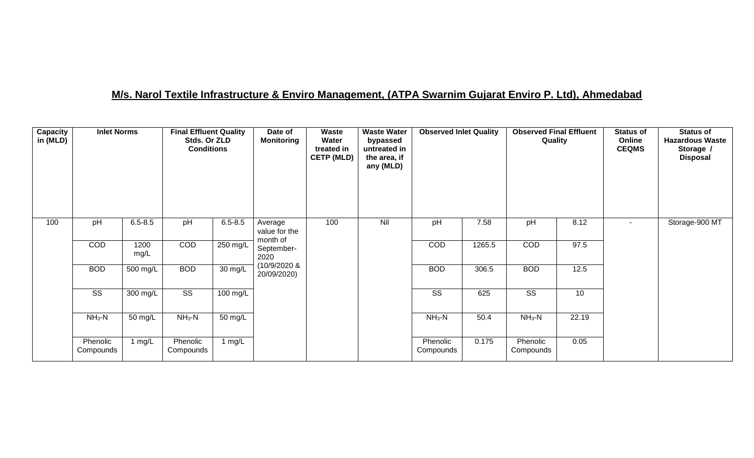## M/s. Narol Textile Infrastructure & Enviro Management, (ATPA Swarnim Gujarat Enviro P. Ltd), Ahmedabad

| Capacity in (MLD) | Inlet Norms | | Final Effluent Quality Stds. Or ZLD Conditions | | Date of Monitoring | Waste Water treated in CETP (MLD) | Waste Water bypassed untreated in the area, if any (MLD) | Observed Inlet Quality | | Observed Final Effluent Quality | | Status of Online CEQMS | Status of Hazardous Waste Storage / Disposal |
|---|---|---|---|---|---|---|---|---|---|---|---|---|---|
| 100 | pH | 6.5-8.5 | pH | 6.5-8.5 | Average value for the month of September-2020 (10/9/2020 & 20/09/2020) | 100 | Nil | pH | 7.58 | pH | 8.12 | - | Storage-900 MT |
| | COD | 1200 mg/L | COD | 250 mg/L | | | | COD | 1265.5 | COD | 97.5 | | |
| | BOD | 500 mg/L | BOD | 30 mg/L | | | | BOD | 306.5 | BOD | 12.5 | | |
| | SS | 300 mg/L | SS | 100 mg/L | | | | SS | 625 | SS | 10 | | |
| | $NH_3$-N | 50 mg/L | $NH_3$-N | 50 mg/L | | | | $NH_3$-N | 50.4 | $NH_3$-N | 22.19 | | |
| | Phenolic Compounds | 1 mg/L | Phenolic Compounds | 1 mg/L | | | | Phenolic Compounds | 0.175 | Phenolic Compounds | 0.05 | | |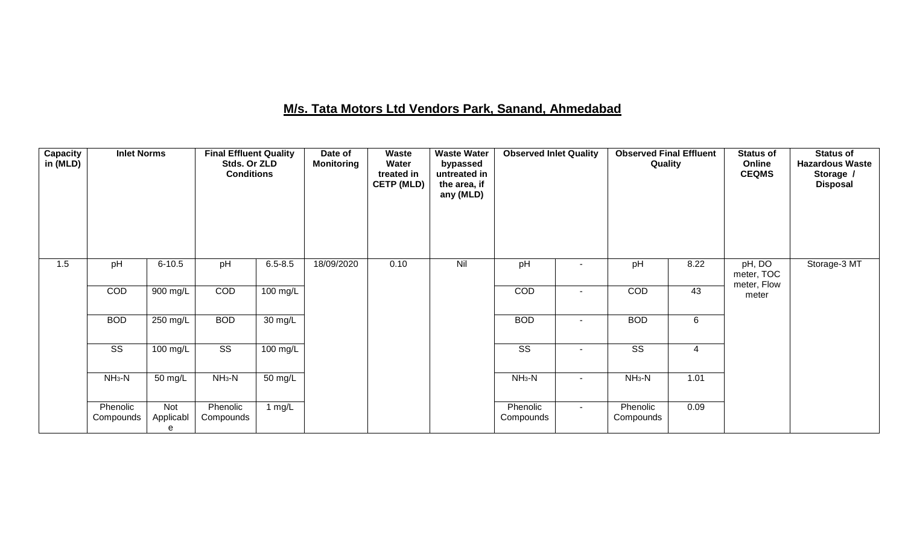# M/s. Tata Motors Ltd Vendors Park, Sanand, Ahmedabad

| Capacity in (MLD) | Inlet Norms | | Final Effluent Quality Stds. Or ZLD Conditions | | Date of Monitoring | Waste Water treated in CETP (MLD) | Waste Water bypassed untreated in the area, if any (MLD) | Observed Inlet Quality | | Observed Final Effluent Quality | | Status of Online CEQMS | Status of Hazardous Waste Storage / Disposal |
|---|---|---|---|---|---|---|---|---|---|---|---|---|---|
| 1.5 | pH | 6-10.5 | pH | 6.5-8.5 | 18/09/2020 | 0.10 | Nil | pH | - | pH | 8.22 | pH, DO meter, TOC meter, Flow meter | Storage-3 MT |
| | COD | 900 mg/L | COD | 100 mg/L | | | | COD | - | COD | 43 | | |
| | BOD | 250 mg/L | BOD | 30 mg/L | | | | BOD | - | BOD | 6 | | |
| | SS | 100 mg/L | SS | 100 mg/L | | | | SS | - | SS | 4 | | |
| | $NH_3$-N | 50 mg/L | $NH_3$-N | 50 mg/L | | | | $NH_3$-N | - | $NH_3$-N | 1.01 | | |
| | Phenolic Compounds | Not Applicable | Phenolic Compounds | 1 mg/L | | | | Phenolic Compounds | - | Phenolic Compounds | 0.09 | | |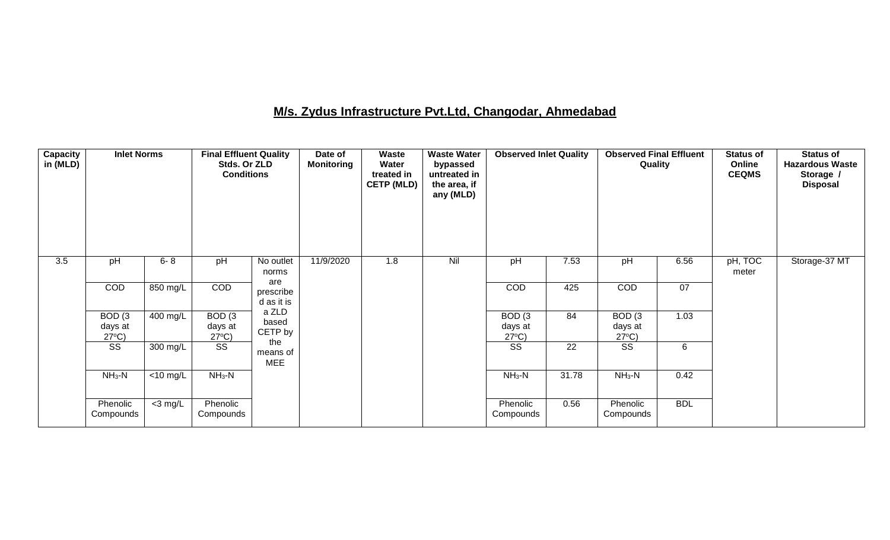## M/s. Zydus Infrastructure Pvt.Ltd, Changodar, Ahmedabad

| Capacity in (MLD) | Inlet Norms | | Final Effluent Quality Stds. Or ZLD Conditions | | Date of Monitoring | Waste Water treated in CETP (MLD) | Waste Water bypassed untreated in the area, if any (MLD) | Observed Inlet Quality | | Observed Final Effluent Quality | | Status of Online CEQMS | Status of Hazardous Waste Storage / Disposal |
|---|---|---|---|---|---|---|---|---|---|---|---|---|---|
| 3.5 | pH | 6- 8 | pH | No outlet norms are prescribed as it is a ZLD based CETP by the means of MEE | 11/9/2020 | 1.8 | Nil | pH | 7.53 | pH | 6.56 | pH, TOC meter | Storage-37 MT |
| | COD | 850 mg/L | COD | | | | | COD | 425 | COD | 07 | | |
| | BOD (3 days at 27°C) | 400 mg/L | BOD (3 days at 27°C) | | | | | BOD (3 days at 27°C) | 84 | BOD (3 days at 27°C) | 1.03 | | |
| | SS | 300 mg/L | SS | | | | | SS | 22 | SS | 6 | | |
| | $NH_3$-N | <10 mg/L | $NH_3$-N | | | | | $NH_3$-N | 31.78 | $NH_3$-N | 0.42 | | |
| | Phenolic Compounds | <3 mg/L | Phenolic Compounds | | | | | Phenolic Compounds | 0.56 | Phenolic Compounds | BDL | | |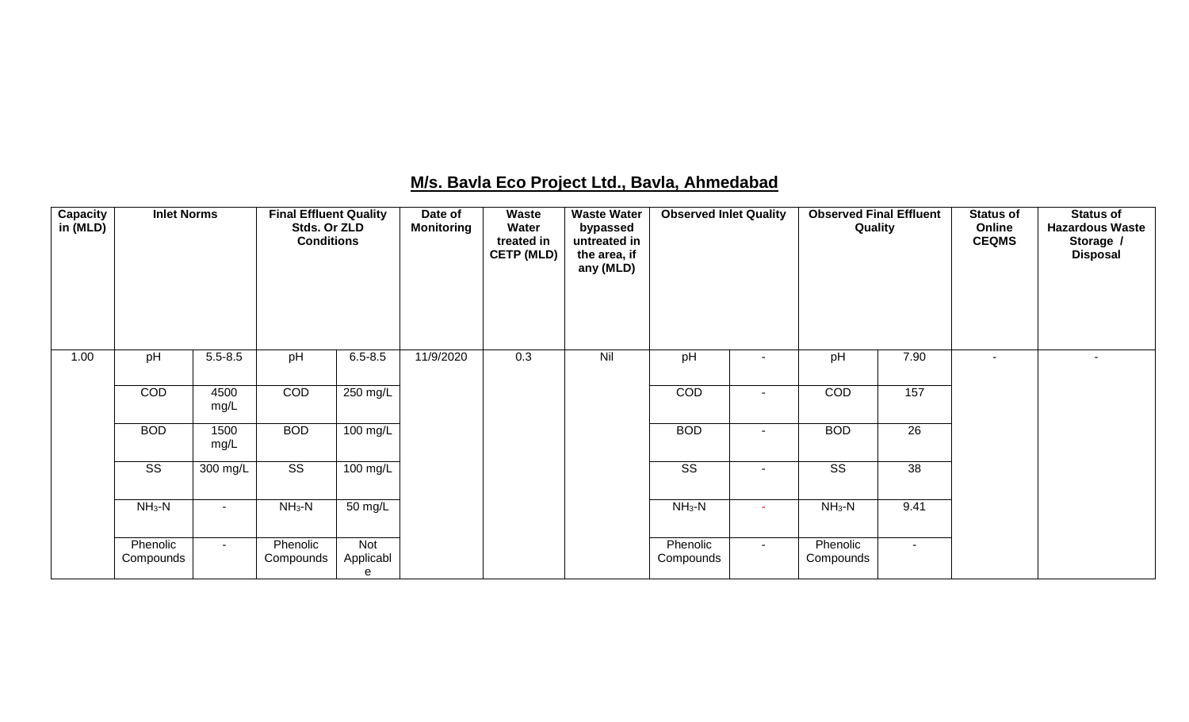## M/s. Bavla Eco Project Ltd., Bavla, Ahmedabad

| Capacity in (MLD) | Inlet Norms | | Final Effluent Quality Stds. Or ZLD Conditions | | Date of Monitoring | Waste Water treated in CETP (MLD) | Waste Water bypassed untreated in the area, if any (MLD) | Observed Inlet Quality | | Observed Final Effluent Quality | | Status of Online CEQMS | Status of Hazardous Waste Storage / Disposal |
|---|---|---|---|---|---|---|---|---|---|---|---|---|---|
| 1.00 | pH | 5.5-8.5 | pH | 6.5-8.5 | 11/9/2020 | 0.3 | Nil | pH | - | pH | 7.90 | - | - |
| | COD | 4500 mg/L | COD | 250 mg/L | | | | COD | - | COD | 157 | | |
| | BOD | 1500 mg/L | BOD | 100 mg/L | | | | BOD | - | BOD | 26 | | |
| | SS | 300 mg/L | SS | 100 mg/L | | | | SS | - | SS | 38 | | |
| | $NH_3$-N | - | $NH_3$-N | 50 mg/L | | | | $NH_3$-N | - | $NH_3$-N | 9.41 | | |
| | Phenolic Compounds | - | Phenolic Compounds | Not Applicable | | | | Phenolic Compounds | - | Phenolic Compounds | - | | |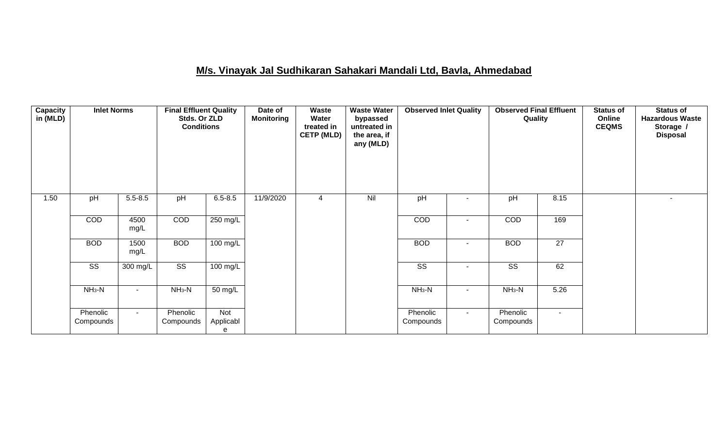## M/s. Vinayak Jal Sudhikaran Sahakari Mandali Ltd, Bavla, Ahmedabad

| Capacity in (MLD) | Inlet Norms | | Final Effluent Quality Stds. Or ZLD Conditions | | Date of Monitoring | Waste Water treated in CETP (MLD) | Waste Water bypassed untreated in the area, if any (MLD) | Observed Inlet Quality | | Observed Final Effluent Quality | | Status of Online CEQMS | Status of Hazardous Waste Storage / Disposal |
|---|---|---|---|---|---|---|---|---|---|---|---|---|---|
| 1.50 | pH | 5.5-8.5 | pH | 6.5-8.5 | 11/9/2020 | 4 | Nil | pH | - | pH | 8.15 | | - |
| | COD | 4500 mg/L | COD | 250 mg/L | | | | COD | - | COD | 169 | | |
| | BOD | 1500 mg/L | BOD | 100 mg/L | | | | BOD | - | BOD | 27 | | |
| | SS | 300 mg/L | SS | 100 mg/L | | | | SS | - | SS | 62 | | |
| | $NH_3$-N | - | $NH_3$-N | 50 mg/L | | | | $NH_3$-N | - | $NH_3$-N | 5.26 | | |
| | Phenolic Compounds | - | Phenolic Compounds | Not Applicable | | | | Phenolic Compounds | - | Phenolic Compounds | - | | |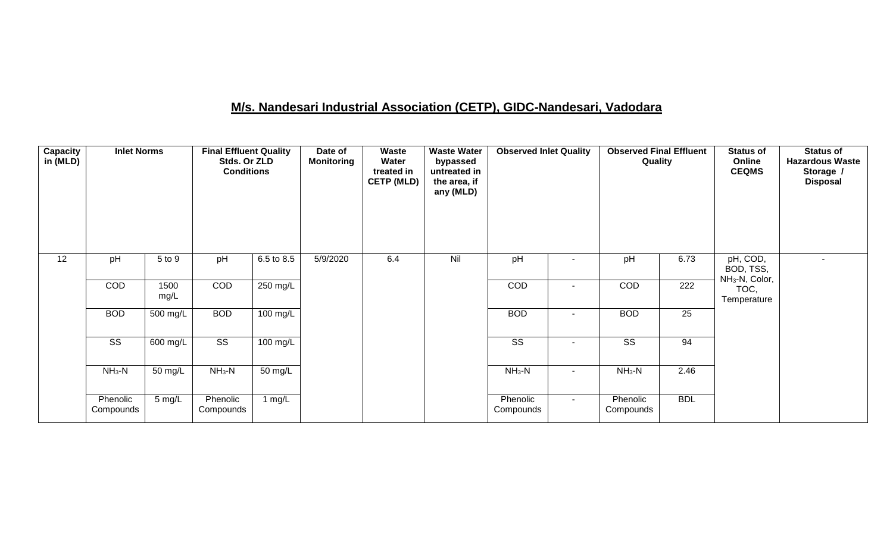## M/s. Nandesari Industrial Association (CETP), GIDC-Nandesari, Vadodara

| Capacity in (MLD) | Inlet Norms | | Final Effluent Quality Stds. Or ZLD Conditions | | Date of Monitoring | Waste Water treated in CETP (MLD) | Waste Water bypassed untreated in the area, if any (MLD) | Observed Inlet Quality | | Observed Final Effluent Quality | | Status of Online CEQMS | Status of Hazardous Waste Storage / Disposal |
|---|---|---|---|---|---|---|---|---|---|---|---|---|---|
| 12 | pH | 5 to 9 | pH | 6.5 to 8.5 | 5/9/2020 | 6.4 | Nil | pH | - | pH | 6.73 | pH, COD, BOD, TSS, $NH_3$-N, Color, TOC, Temperature | - |
| | COD | 1500 mg/L | COD | 250 mg/L | | | | COD | - | COD | 222 | | |
| | BOD | 500 mg/L | BOD | 100 mg/L | | | | BOD | - | BOD | 25 | | |
| | SS | 600 mg/L | SS | 100 mg/L | | | | SS | - | SS | 94 | | |
| | $NH_3$-N | 50 mg/L | $NH_3$-N | 50 mg/L | | | | $NH_3$-N | - | $NH_3$-N | 2.46 | | |
| | Phenolic Compounds | 5 mg/L | Phenolic Compounds | 1 mg/L | | | | Phenolic Compounds | - | Phenolic Compounds | BDL | | |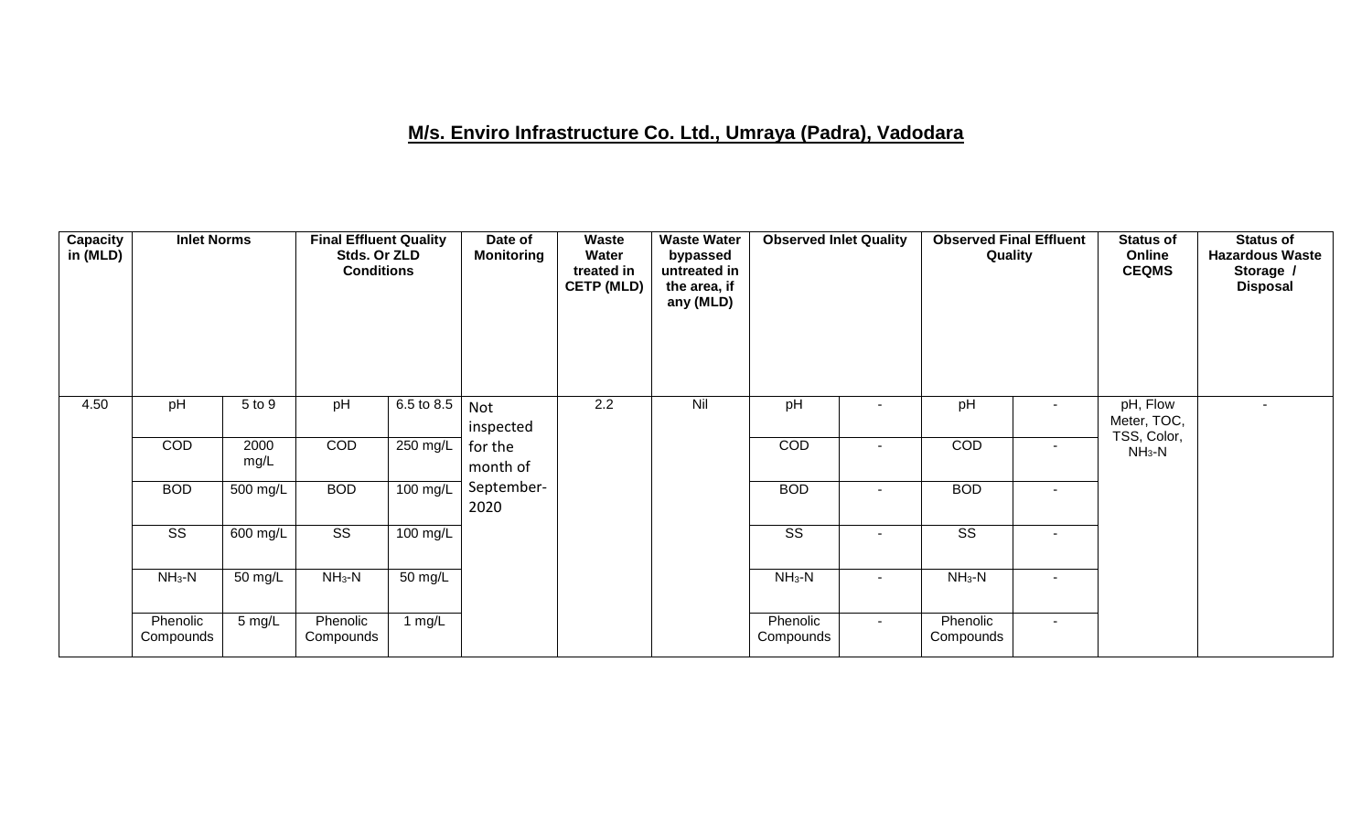## M/s. Enviro Infrastructure Co. Ltd., Umraya (Padra), Vadodara

| Capacity in (MLD) | Inlet Norms | | Final Effluent Quality Stds. Or ZLD Conditions | | Date of Monitoring | Waste Water treated in CETP (MLD) | Waste Water bypassed untreated in the area, if any (MLD) | Observed Inlet Quality | | Observed Final Effluent Quality | | Status of Online CEQMS | Status of Hazardous Waste Storage / Disposal |
|---|---|---|---|---|---|---|---|---|---|---|---|---|---|
| 4.50 | pH | 5 to 9 | pH | 6.5 to 8.5 | Not inspected for the month of September-2020 | 2.2 | Nil | pH | - | pH | - | pH, Flow Meter, TOC, TSS, Color, $NH_3$-N | - |
| | COD | 2000 mg/L | COD | 250 mg/L | | | | COD | - | COD | - | | |
| | BOD | 500 mg/L | BOD | 100 mg/L | | | | BOD | - | BOD | - | | |
| | SS | 600 mg/L | SS | 100 mg/L | | | | SS | - | SS | - | | |
| | $NH_3$-N | 50 mg/L | $NH_3$-N | 50 mg/L | | | | $NH_3$-N | - | $NH_3$-N | - | | |
| | Phenolic Compounds | 5 mg/L | Phenolic Compounds | 1 mg/L | | | | Phenolic Compounds | - | Phenolic Compounds | - | | |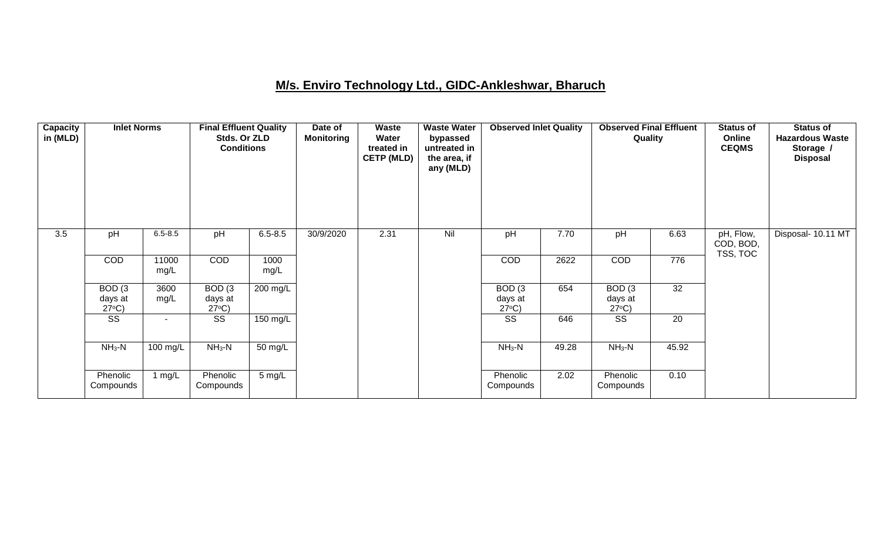## M/s. Enviro Technology Ltd., GIDC-Ankleshwar, Bharuch

| Capacity in (MLD) | Inlet Norms | | Final Effluent Quality Stds. Or ZLD Conditions | | Date of Monitoring | Waste Water treated in CETP (MLD) | Waste Water bypassed untreated in the area, if any (MLD) | Observed Inlet Quality | | Observed Final Effluent Quality | | Status of Online CEQMS | Status of Hazardous Waste Storage / Disposal |
|---|---|---|---|---|---|---|---|---|---|---|---|---|---|
| 3.5 | pH | 6.5-8.5 | pH | 6.5-8.5 | 30/9/2020 | 2.31 | Nil | pH | 7.70 | pH | 6.63 | pH, Flow, COD, BOD, TSS, TOC | Disposal- 10.11 MT |
| | COD | 11000 mg/L | COD | 1000 mg/L | | | | COD | 2622 | COD | 776 | | |
| | BOD (3 days at 27°C) | 3600 mg/L | BOD (3 days at 27°C) | 200 mg/L | | | | BOD (3 days at 27°C) | 654 | BOD (3 days at 27°C) | 32 | | |
| | SS | - | SS | 150 mg/L | | | | SS | 646 | SS | 20 | | |
| | $NH_3$-N | 100 mg/L | $NH_3$-N | 50 mg/L | | | | $NH_3$-N | 49.28 | $NH_3$-N | 45.92 | | |
| | Phenolic Compounds | 1 mg/L | Phenolic Compounds | 5 mg/L | | | | Phenolic Compounds | 2.02 | Phenolic Compounds | 0.10 | | |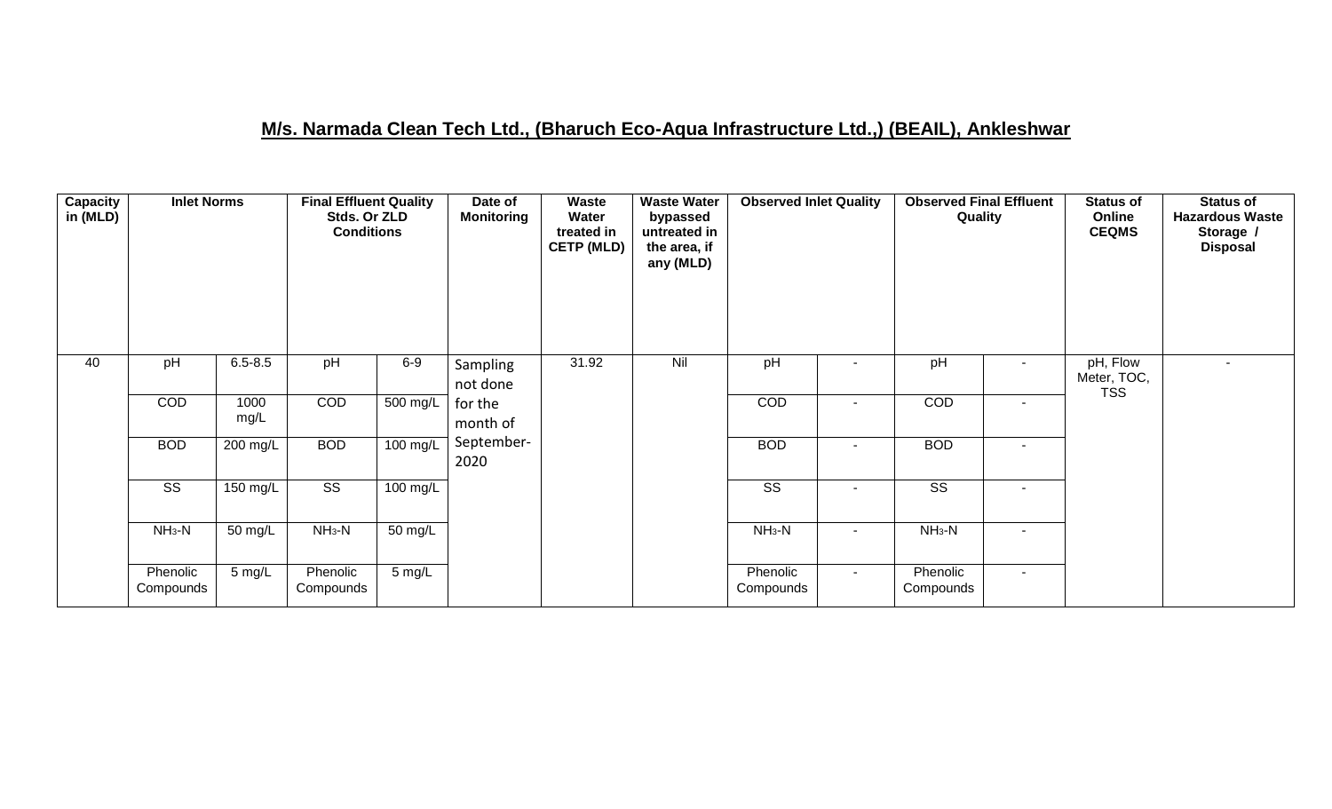## M/s. Narmada Clean Tech Ltd., (Bharuch Eco-Aqua Infrastructure Ltd.,) (BEAIL), Ankleshwar

| Capacity in (MLD) | Inlet Norms | | Final Effluent Quality Stds. Or ZLD Conditions | | Date of Monitoring | Waste Water treated in CETP (MLD) | Waste Water bypassed untreated in the area, if any (MLD) | Observed Inlet Quality | | Observed Final Effluent Quality | | Status of Online CEQMS | Status of Hazardous Waste Storage / Disposal |
|---|---|---|---|---|---|---|---|---|---|---|---|---|---|
| 40 | pH | 6.5-8.5 | pH | 6-9 | Sampling not done for the month of September-2020 | 31.92 | Nil | pH | - | pH | - | pH, Flow Meter, TOC, TSS | - |
| | COD | 1000 mg/L | COD | 500 mg/L | | | | COD | - | COD | - | | |
| | BOD | 200 mg/L | BOD | 100 mg/L | | | | BOD | - | BOD | - | | |
| | SS | 150 mg/L | SS | 100 mg/L | | | | SS | - | SS | - | | |
| | $NH_3$-N | 50 mg/L | $NH_3$-N | 50 mg/L | | | | $NH_3$-N | - | $NH_3$-N | - | | |
| | Phenolic Compounds | 5 mg/L | Phenolic Compounds | 5 mg/L | | | | Phenolic Compounds | - | Phenolic Compounds | - | | |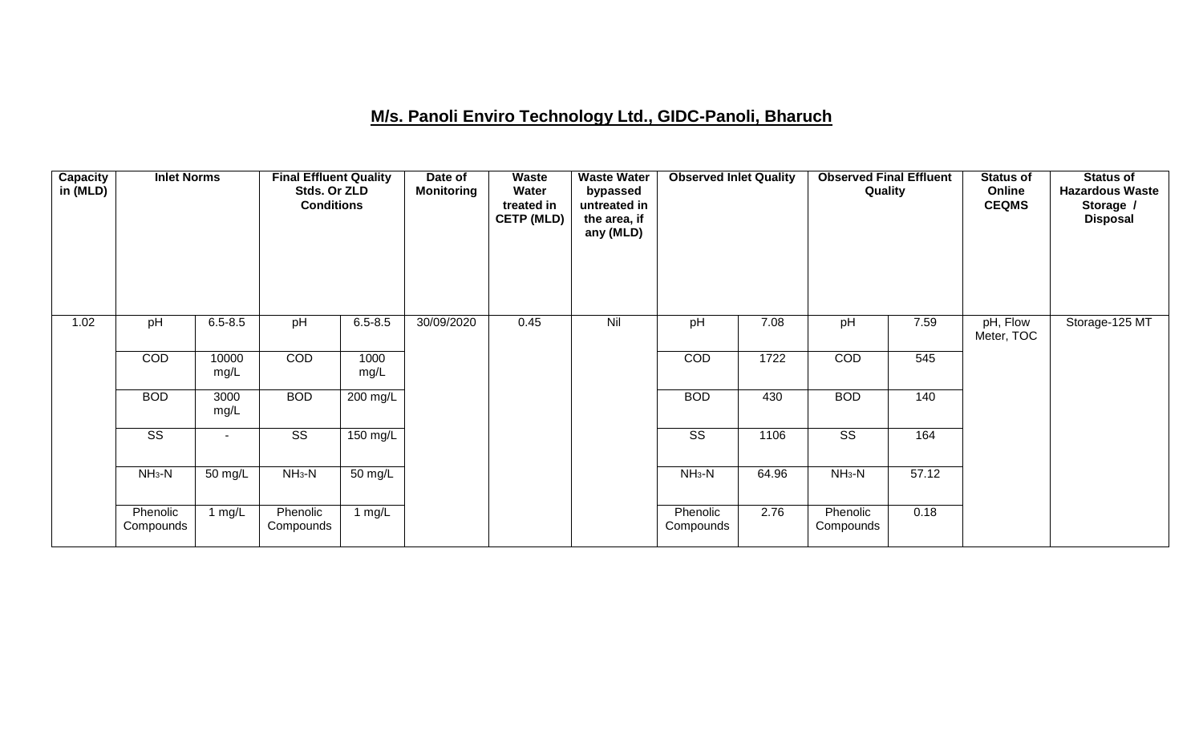## M/s. Panoli Enviro Technology Ltd., GIDC-Panoli, Bharuch

| Capacity in (MLD) | Inlet Norms | | Final Effluent Quality Stds. Or ZLD Conditions | | Date of Monitoring | Waste Water treated in CETP (MLD) | Waste Water bypassed untreated in the area, if any (MLD) | Observed Inlet Quality | | Observed Final Effluent Quality | | Status of Online CEQMS | Status of Hazardous Waste Storage / Disposal |
|---|---|---|---|---|---|---|---|---|---|---|---|---|---|
| 1.02 | pH | 6.5-8.5 | pH | 6.5-8.5 | 30/09/2020 | 0.45 | Nil | pH | 7.08 | pH | 7.59 | pH, Flow Meter, TOC | Storage-125 MT |
| | COD | 10000 mg/L | COD | 1000 mg/L | | | | COD | 1722 | COD | 545 | | |
| | BOD | 3000 mg/L | BOD | 200 mg/L | | | | BOD | 430 | BOD | 140 | | |
| | SS | - | SS | 150 mg/L | | | | SS | 1106 | SS | 164 | | |
| | $NH_3$-N | 50 mg/L | $NH_3$-N | 50 mg/L | | | | $NH_3$-N | 64.96 | $NH_3$-N | 57.12 | | |
| | Phenolic Compounds | 1 mg/L | Phenolic Compounds | 1 mg/L | | | | Phenolic Compounds | 2.76 | Phenolic Compounds | 0.18 | | |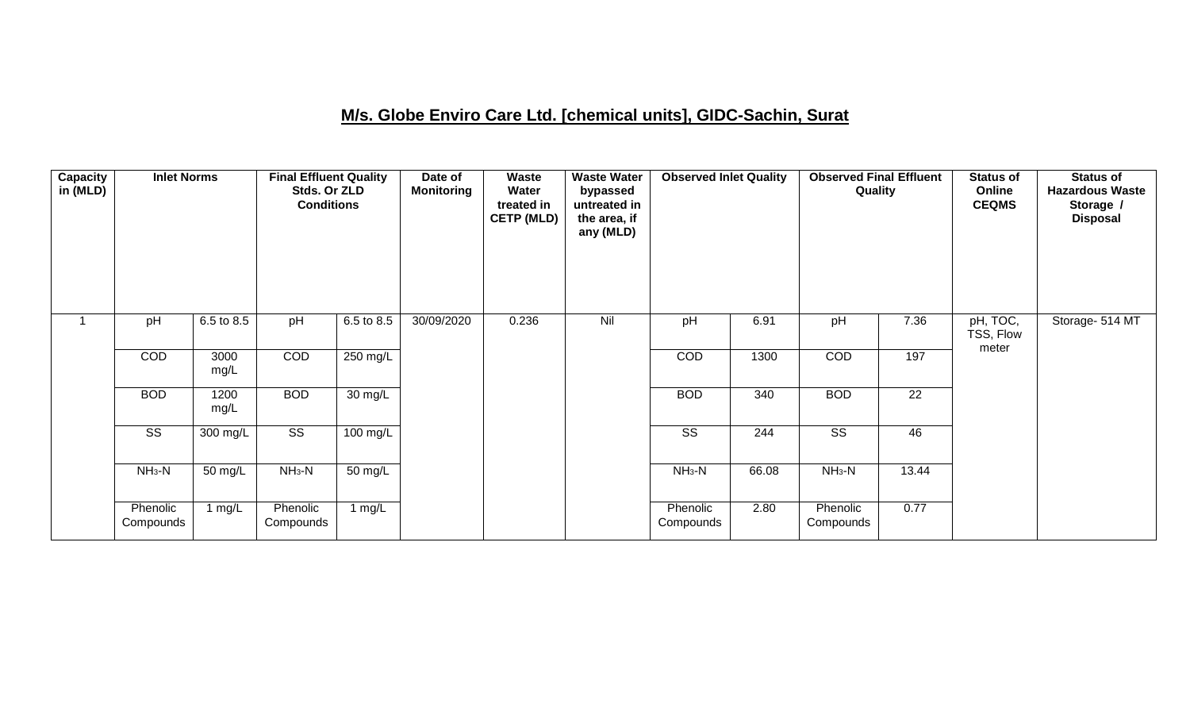## M/s. Globe Enviro Care Ltd. [chemical units], GIDC-Sachin, Surat

| Capacity in (MLD) | Inlet Norms | | Final Effluent Quality Stds. Or ZLD Conditions | | Date of Monitoring | Waste Water treated in CETP (MLD) | Waste Water bypassed untreated in the area, if any (MLD) | Observed Inlet Quality | | Observed Final Effluent Quality | | Status of Online CEQMS | Status of Hazardous Waste Storage / Disposal |
|---|---|---|---|---|---|---|---|---|---|---|---|---|---|
| 1 | pH | 6.5 to 8.5 | pH | 6.5 to 8.5 | 30/09/2020 | 0.236 | Nil | pH | 6.91 | pH | 7.36 | pH, TOC, TSS, Flow meter | Storage- 514 MT |
| | COD | 3000 mg/L | COD | 250 mg/L | | | | COD | 1300 | COD | 197 | | |
| | BOD | 1200 mg/L | BOD | 30 mg/L | | | | BOD | 340 | BOD | 22 | | |
| | SS | 300 mg/L | SS | 100 mg/L | | | | SS | 244 | SS | 46 | | |
| | $NH_3$-N | 50 mg/L | $NH_3$-N | 50 mg/L | | | | $NH_3$-N | 66.08 | $NH_3$-N | 13.44 | | |
| | Phenolic Compounds | 1 mg/L | Phenolic Compounds | 1 mg/L | | | | Phenolic Compounds | 2.80 | Phenolic Compounds | 0.77 | | |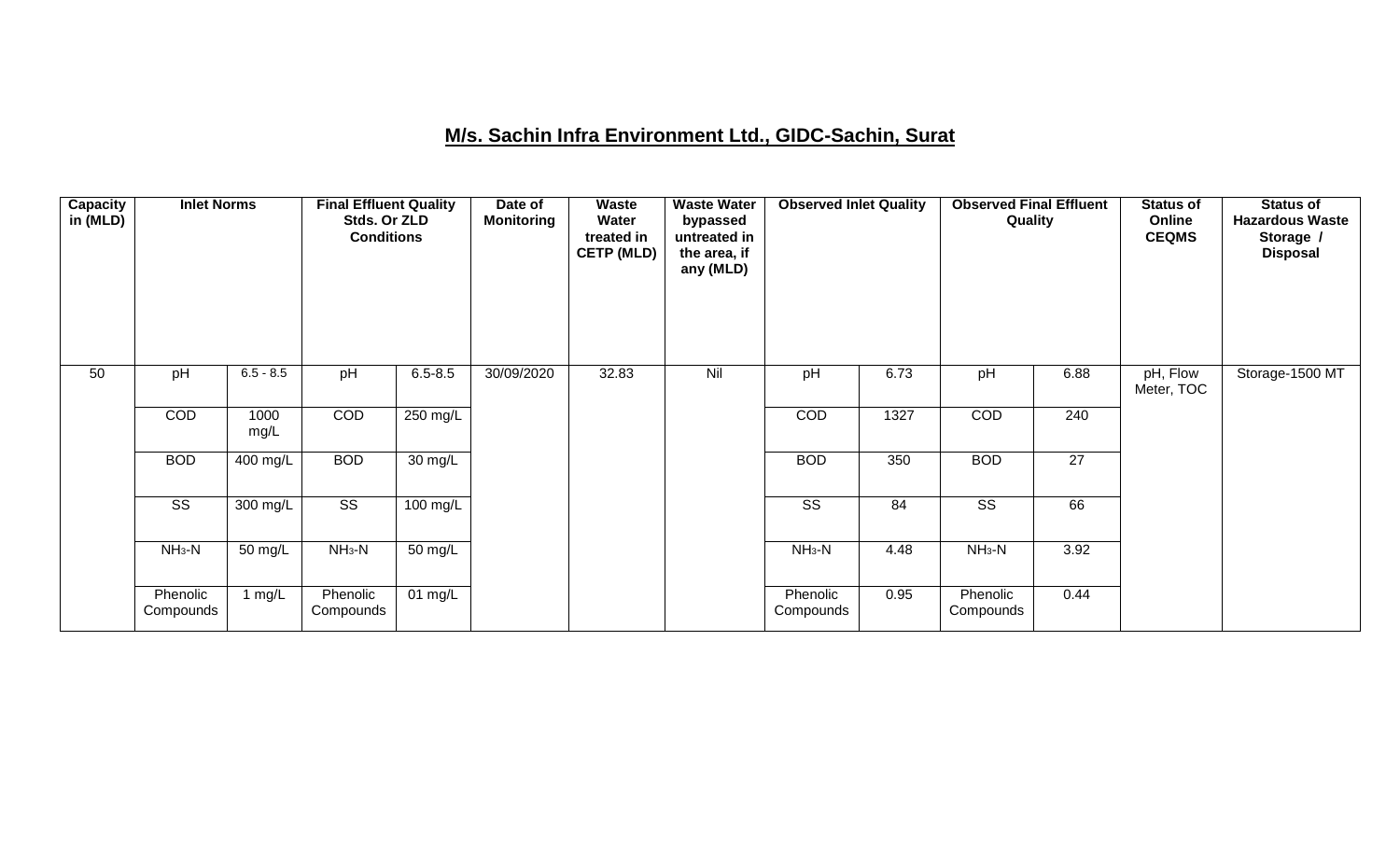## M/s. Sachin Infra Environment Ltd., GIDC-Sachin, Surat

| Capacity in (MLD) | Inlet Norms | | Final Effluent Quality Stds. Or ZLD Conditions | | Date of Monitoring | Waste Water treated in CETP (MLD) | Waste Water bypassed untreated in the area, if any (MLD) | Observed Inlet Quality | | Observed Final Effluent Quality | | Status of Online CEQMS | Status of Hazardous Waste Storage / Disposal |
|---|---|---|---|---|---|---|---|---|---|---|---|---|---|
| 50 | pH | 6.5 - 8.5 | pH | 6.5-8.5 | 30/09/2020 | 32.83 | Nil | pH | 6.73 | pH | 6.88 | pH, Flow Meter, TOC | Storage-1500 MT |
| | COD | 1000 mg/L | COD | 250 mg/L | | | | COD | 1327 | COD | 240 | | |
| | BOD | 400 mg/L | BOD | 30 mg/L | | | | BOD | 350 | BOD | 27 | | |
| | SS | 300 mg/L | SS | 100 mg/L | | | | SS | 84 | SS | 66 | | |
| | $NH_3$-N | 50 mg/L | $NH_3$-N | 50 mg/L | | | | $NH_3$-N | 4.48 | $NH_3$-N | 3.92 | | |
| | Phenolic Compounds | 1 mg/L | Phenolic Compounds | 01 mg/L | | | | Phenolic Compounds | 0.95 | Phenolic Compounds | 0.44 | | |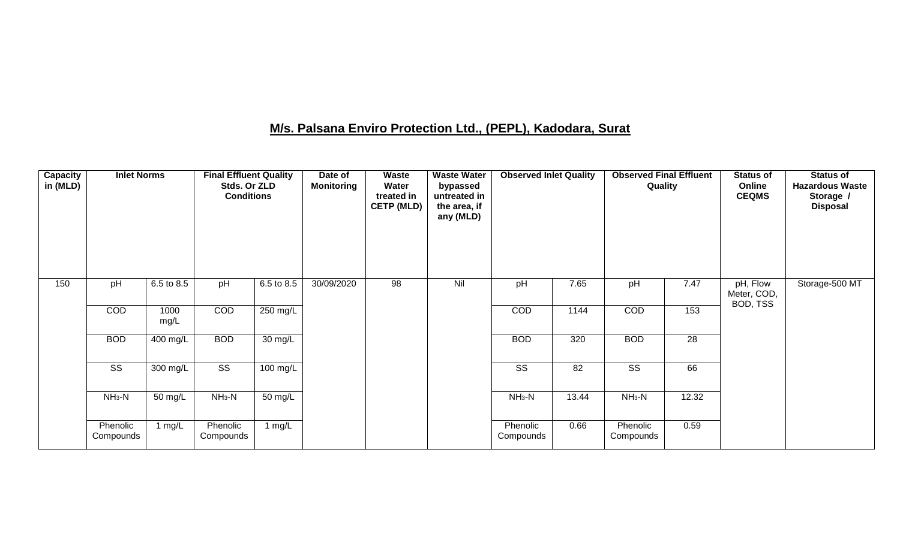## M/s. Palsana Enviro Protection Ltd., (PEPL), Kadodara, Surat

| Capacity in (MLD) | Inlet Norms | | Final Effluent Quality Stds. Or ZLD Conditions | | Date of Monitoring | Waste Water treated in CETP (MLD) | Waste Water bypassed untreated in the area, if any (MLD) | Observed Inlet Quality | | Observed Final Effluent Quality | | Status of Online CEQMS | Status of Hazardous Waste Storage / Disposal |
|---|---|---|---|---|---|---|---|---|---|---|---|---|---|
| 150 | pH | 6.5 to 8.5 | pH | 6.5 to 8.5 | 30/09/2020 | 98 | Nil | pH | 7.65 | pH | 7.47 | pH, Flow Meter, COD, BOD, TSS | Storage-500 MT |
| | COD | 1000 mg/L | COD | 250 mg/L | | | | COD | 1144 | COD | 153 | | |
| | BOD | 400 mg/L | BOD | 30 mg/L | | | | BOD | 320 | BOD | 28 | | |
| | SS | 300 mg/L | SS | 100 mg/L | | | | SS | 82 | SS | 66 | | |
| | $NH_3$-N | 50 mg/L | $NH_3$-N | 50 mg/L | | | | $NH_3$-N | 13.44 | $NH_3$-N | 12.32 | | |
| | Phenolic Compounds | 1 mg/L | Phenolic Compounds | 1 mg/L | | | | Phenolic Compounds | 0.66 | Phenolic Compounds | 0.59 | | |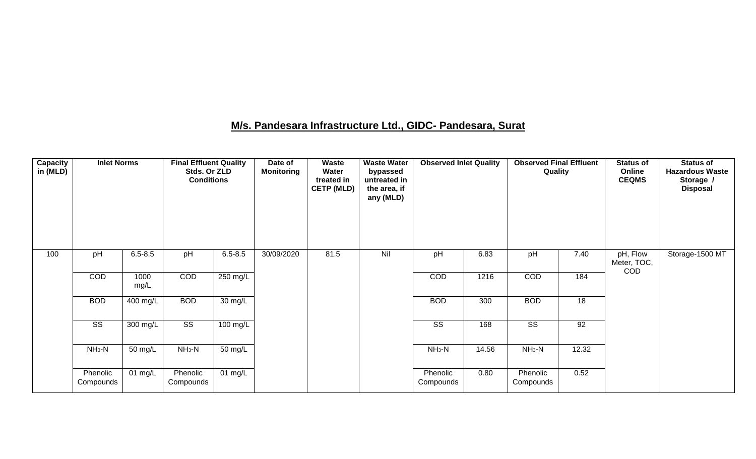## M/s. Pandesara Infrastructure Ltd., GIDC- Pandesara, Surat

| Capacity in (MLD) | Inlet Norms | | Final Effluent Quality Stds. Or ZLD Conditions | | Date of Monitoring | Waste Water treated in CETP (MLD) | Waste Water bypassed untreated in the area, if any (MLD) | Observed Inlet Quality | | Observed Final Effluent Quality | | Status of Online CEQMS | Status of Hazardous Waste Storage / Disposal |
|---|---|---|---|---|---|---|---|---|---|---|---|---|---|
| 100 | pH | 6.5-8.5 | pH | 6.5-8.5 | 30/09/2020 | 81.5 | Nil | pH | 6.83 | pH | 7.40 | pH, Flow Meter, TOC, COD | Storage-1500 MT |
| | COD | 1000 mg/L | COD | 250 mg/L | | | | COD | 1216 | COD | 184 | | |
| | BOD | 400 mg/L | BOD | 30 mg/L | | | | BOD | 300 | BOD | 18 | | |
| | SS | 300 mg/L | SS | 100 mg/L | | | | SS | 168 | SS | 92 | | |
| | $NH_3$-N | 50 mg/L | $NH_3$-N | 50 mg/L | | | | $NH_3$-N | 14.56 | $NH_3$-N | 12.32 | | |
| | Phenolic Compounds | 01 mg/L | Phenolic Compounds | 01 mg/L | | | | Phenolic Compounds | 0.80 | Phenolic Compounds | 0.52 | | |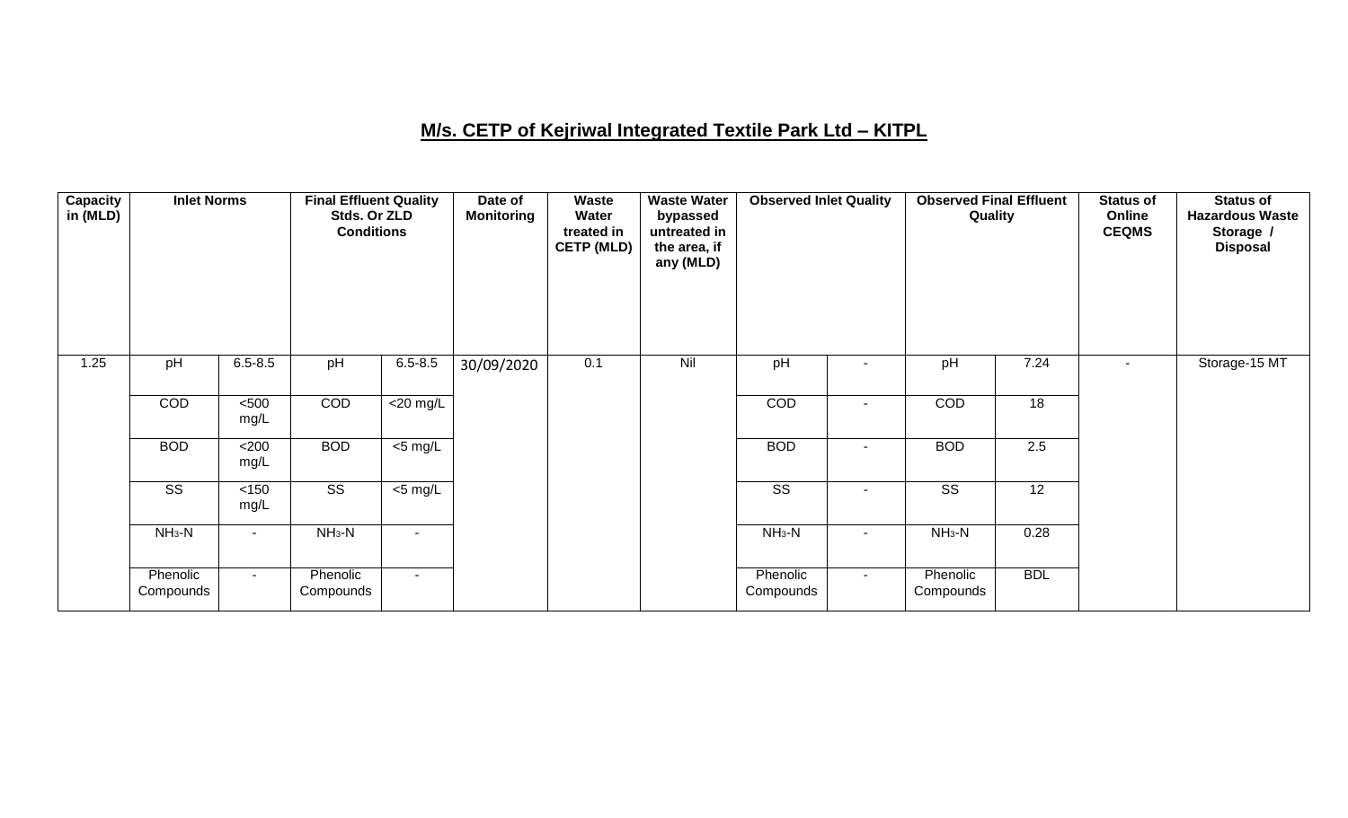# M/s. CETP of Kejriwal Integrated Textile Park Ltd – KITPL

| Capacity in (MLD) | Inlet Norms | | Final Effluent Quality Stds. Or ZLD Conditions | | Date of Monitoring | Waste Water treated in CETP (MLD) | Waste Water bypassed untreated in the area, if any (MLD) | Observed Inlet Quality | | Observed Final Effluent Quality | | Status of Online CEQMS | Status of Hazardous Waste Storage / Disposal |
|---|---|---|---|---|---|---|---|---|---|---|---|---|---|
| 1.25 | pH | 6.5-8.5 | pH | 6.5-8.5 | 30/09/2020 | 0.1 | Nil | pH | - | pH | 7.24 | - | Storage-15 MT |
| | COD | <500 mg/L | COD | <20 mg/L | | | | COD | - | COD | 18 | | |
| | BOD | <200 mg/L | BOD | <5 mg/L | | | | BOD | - | BOD | 2.5 | | |
| | SS | <150 mg/L | SS | <5 mg/L | | | | SS | - | SS | 12 | | |
| | $NH_3$-N | - | $NH_3$-N | - | | | | $NH_3$-N | - | $NH_3$-N | 0.28 | | |
| | Phenolic Compounds | - | Phenolic Compounds | - | | | | Phenolic Compounds | - | Phenolic Compounds | BDL | | |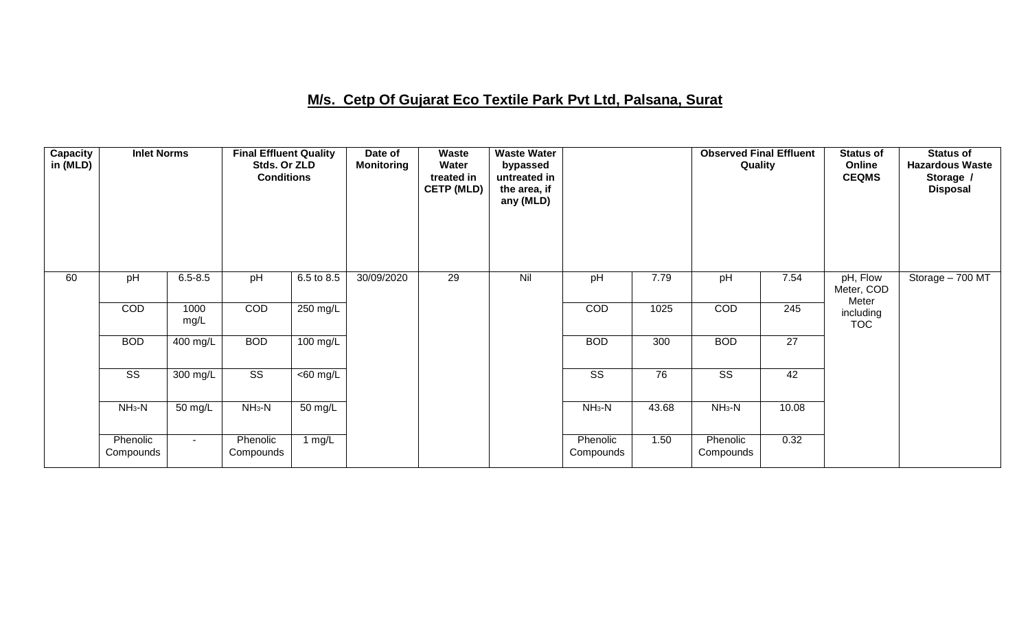## M/s. Cetp Of Gujarat Eco Textile Park Pvt Ltd, Palsana, Surat

| Capacity in (MLD) | Inlet Norms | | Final Effluent Quality Stds. Or ZLD Conditions | | Date of Monitoring | Waste Water treated in CETP (MLD) | Waste Water bypassed untreated in the area, if any (MLD) | | | Observed Final Effluent Quality | | Status of Online CEQMS | Status of Hazardous Waste Storage / Disposal |
|---|---|---|---|---|---|---|---|---|---|---|---|---|---|
| 60 | pH | 6.5-8.5 | pH | 6.5 to 8.5 | 30/09/2020 | 29 | Nil | pH | 7.79 | pH | 7.54 | pH, Flow Meter, COD Meter including TOC | Storage – 700 MT |
| | COD | 1000 mg/L | COD | 250 mg/L | | | | COD | 1025 | COD | 245 | | |
| | BOD | 400 mg/L | BOD | 100 mg/L | | | | BOD | 300 | BOD | 27 | | |
| | SS | 300 mg/L | SS | <60 mg/L | | | | SS | 76 | SS | 42 | | |
| | $NH_3$-N | 50 mg/L | $NH_3$-N | 50 mg/L | | | | $NH_3$-N | 43.68 | $NH_3$-N | 10.08 | | |
| | Phenolic Compounds | - | Phenolic Compounds | 1 mg/L | | | | Phenolic Compounds | 1.50 | Phenolic Compounds | 0.32 | | |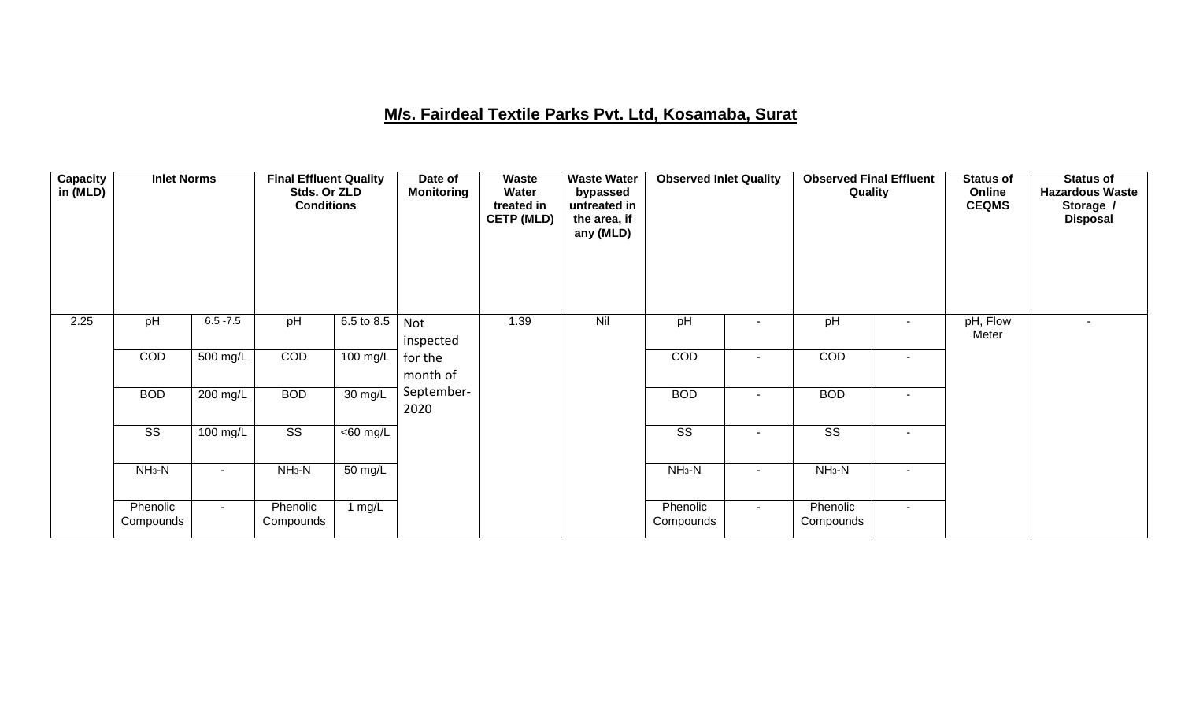## M/s. Fairdeal Textile Parks Pvt. Ltd, Kosamaba, Surat

| Capacity in (MLD) | Inlet Norms | | Final Effluent Quality Stds. Or ZLD Conditions | | Date of Monitoring | Waste Water treated in CETP (MLD) | Waste Water bypassed untreated in the area, if any (MLD) | Observed Inlet Quality | | Observed Final Effluent Quality | | Status of Online CEQMS | Status of Hazardous Waste Storage / Disposal |
|---|---|---|---|---|---|---|---|---|---|---|---|---|---|
| 2.25 | pH | 6.5 -7.5 | pH | 6.5 to 8.5 | Not inspected for the month of September-2020 | 1.39 | Nil | pH | - | pH | - | pH, Flow Meter | - |
| | COD | 500 mg/L | COD | 100 mg/L | | | | COD | - | COD | - | | |
| | BOD | 200 mg/L | BOD | 30 mg/L | | | | BOD | - | BOD | - | | |
| | SS | 100 mg/L | SS | <60 mg/L | | | | SS | - | SS | - | | |
| | $NH_3$-N | - | $NH_3$-N | 50 mg/L | | | | $NH_3$-N | - | $NH_3$-N | - | | |
| | Phenolic Compounds | - | Phenolic Compounds | 1 mg/L | | | | Phenolic Compounds | - | Phenolic Compounds | - | | |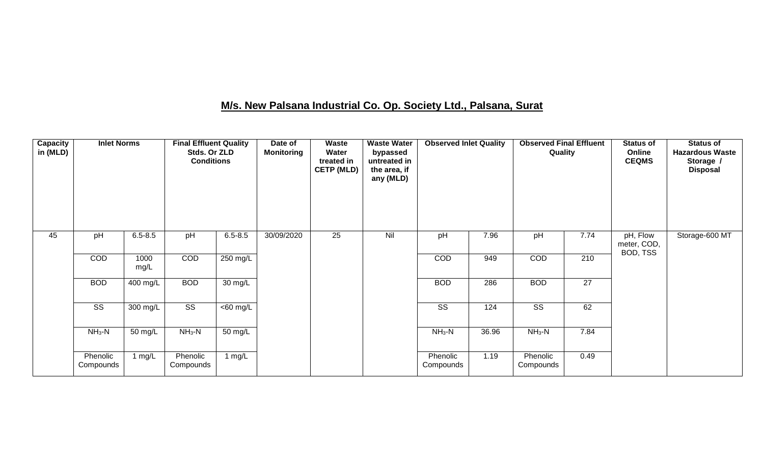## M/s. New Palsana Industrial Co. Op. Society Ltd., Palsana, Surat

| Capacity in (MLD) | Inlet Norms | | Final Effluent Quality Stds. Or ZLD Conditions | | Date of Monitoring | Waste Water treated in CETP (MLD) | Waste Water bypassed untreated in the area, if any (MLD) | Observed Inlet Quality | | Observed Final Effluent Quality | | Status of Online CEQMS | Status of Hazardous Waste Storage / Disposal |
|---|---|---|---|---|---|---|---|---|---|---|---|---|---|
| 45 | pH | 6.5-8.5 | pH | 6.5-8.5 | 30/09/2020 | 25 | Nil | pH | 7.96 | pH | 7.74 | pH, Flow meter, COD, BOD, TSS | Storage-600 MT |
| | COD | 1000 mg/L | COD | 250 mg/L | | | | COD | 949 | COD | 210 | | |
| | BOD | 400 mg/L | BOD | 30 mg/L | | | | BOD | 286 | BOD | 27 | | |
| | SS | 300 mg/L | SS | <60 mg/L | | | | SS | 124 | SS | 62 | | |
| | $NH_3$-N | 50 mg/L | $NH_3$-N | 50 mg/L | | | | $NH_3$-N | 36.96 | $NH_3$-N | 7.84 | | |
| | Phenolic Compounds | 1 mg/L | Phenolic Compounds | 1 mg/L | | | | Phenolic Compounds | 1.19 | Phenolic Compounds | 0.49 | | |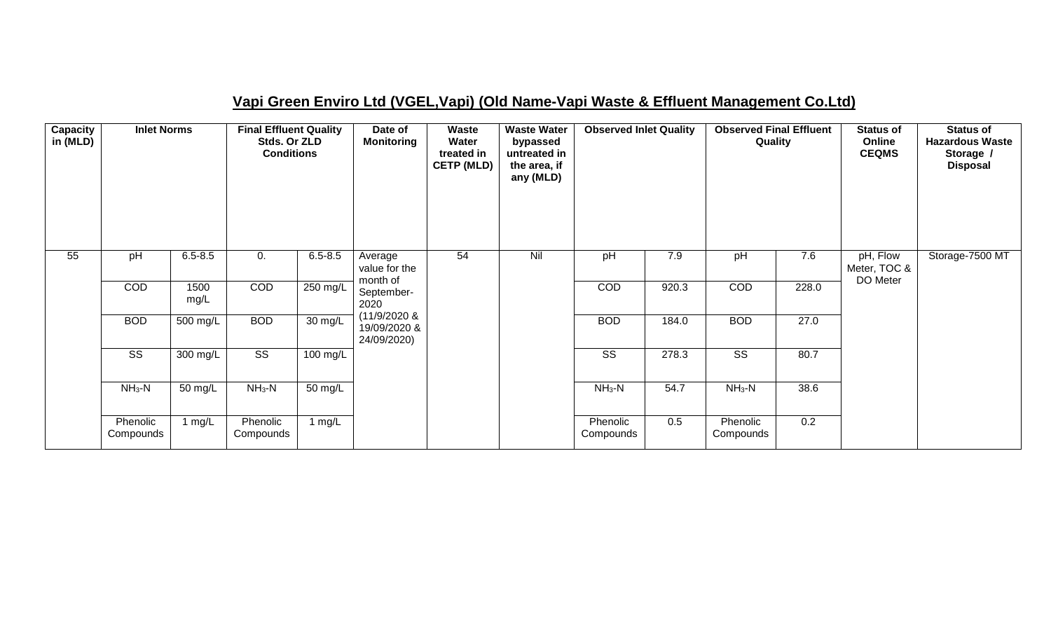## Vapi Green Enviro Ltd (VGEL,Vapi) (Old Name-Vapi Waste & Effluent Management Co.Ltd)

| Capacity in (MLD) | Inlet Norms | | Final Effluent Quality Stds. Or ZLD Conditions | | Date of Monitoring | Waste Water treated in CETP (MLD) | Waste Water bypassed untreated in the area, if any (MLD) | Observed Inlet Quality | | Observed Final Effluent Quality | | Status of Online CEQMS | Status of Hazardous Waste Storage / Disposal |
|---|---|---|---|---|---|---|---|---|---|---|---|---|---|
| 55 | pH | 6.5-8.5 | 0. | 6.5-8.5 | Average value for the month of September-2020 (11/9/2020 & 19/09/2020 & 24/09/2020) | 54 | Nil | pH | 7.9 | pH | 7.6 | pH, Flow Meter, TOC & DO Meter | Storage-7500 MT |
| | COD | 1500 mg/L | COD | 250 mg/L | | | | COD | 920.3 | COD | 228.0 | | |
| | BOD | 500 mg/L | BOD | 30 mg/L | | | | BOD | 184.0 | BOD | 27.0 | | |
| | SS | 300 mg/L | SS | 100 mg/L | | | | SS | 278.3 | SS | 80.7 | | |
| | $NH_3$-N | 50 mg/L | $NH_3$-N | 50 mg/L | | | | $NH_3$-N | 54.7 | $NH_3$-N | 38.6 | | |
| | Phenolic Compounds | 1 mg/L | Phenolic Compounds | 1 mg/L | | | | Phenolic Compounds | 0.5 | Phenolic Compounds | 0.2 | | |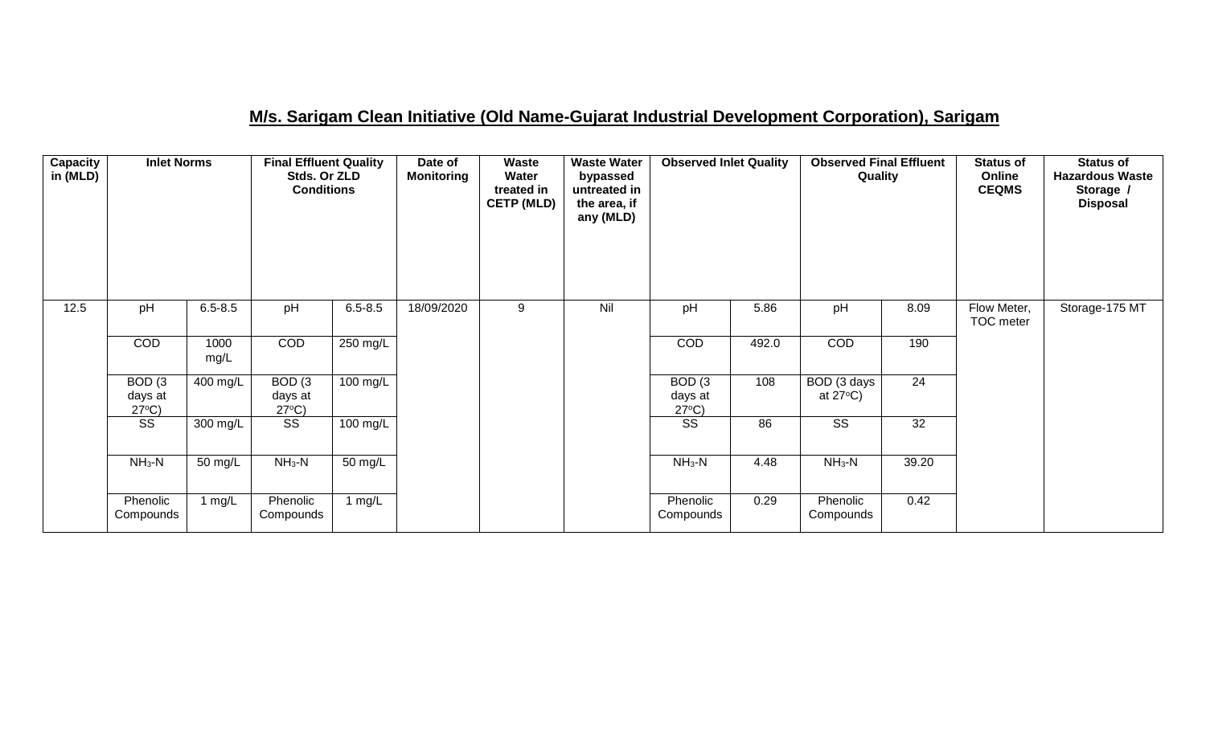## M/s. Sarigam Clean Initiative (Old Name-Gujarat Industrial Development Corporation), Sarigam

| Capacity in (MLD) | Inlet Norms | | Final Effluent Quality Stds. Or ZLD Conditions | | Date of Monitoring | Waste Water treated in CETP (MLD) | Waste Water bypassed untreated in the area, if any (MLD) | Observed Inlet Quality | | Observed Final Effluent Quality | | Status of Online CEQMS | Status of Hazardous Waste Storage / Disposal |
|---|---|---|---|---|---|---|---|---|---|---|---|---|---|
| 12.5 | pH | 6.5-8.5 | pH | 6.5-8.5 | 18/09/2020 | 9 | Nil | pH | 5.86 | pH | 8.09 | Flow Meter, TOC meter | Storage-175 MT |
| | COD | 1000 mg/L | COD | 250 mg/L | | | | COD | 492.0 | COD | 190 | | |
| | BOD (3 days at 27°C) | 400 mg/L | BOD (3 days at 27°C) | 100 mg/L | | | | BOD (3 days at 27°C) | 108 | BOD (3 days at 27°C) | 24 | | |
| | SS | 300 mg/L | SS | 100 mg/L | | | | SS | 86 | SS | 32 | | |
| | $NH_3$-N | 50 mg/L | $NH_3$-N | 50 mg/L | | | | $NH_3$-N | 4.48 | $NH_3$-N | 39.20 | | |
| | Phenolic Compounds | 1 mg/L | Phenolic Compounds | 1 mg/L | | | | Phenolic Compounds | 0.29 | Phenolic Compounds | 0.42 | | |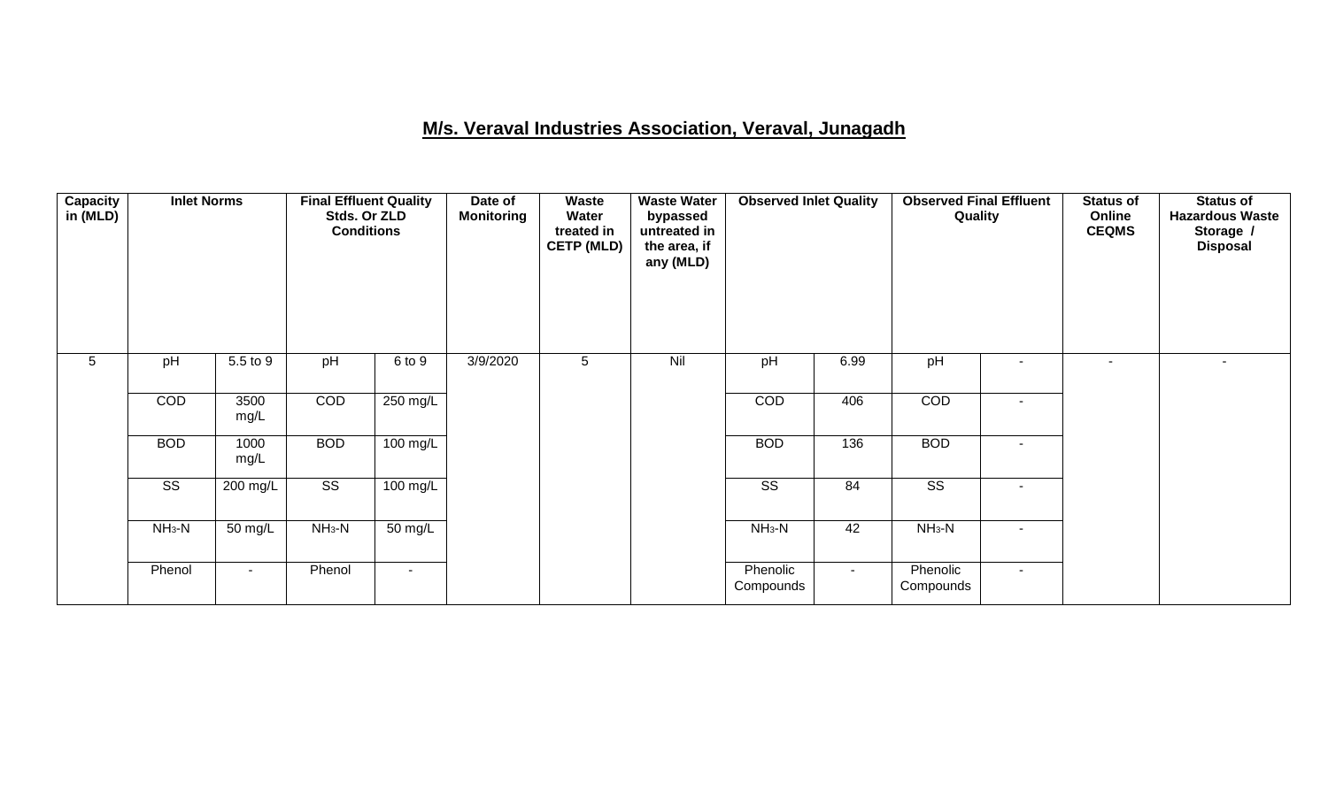## M/s. Veraval Industries Association, Veraval, Junagadh

| Capacity in (MLD) | Inlet Norms | | Final Effluent Quality Stds. Or ZLD Conditions | | Date of Monitoring | Waste Water treated in CETP (MLD) | Waste Water bypassed untreated in the area, if any (MLD) | Observed Inlet Quality | | Observed Final Effluent Quality | | Status of Online CEQMS | Status of Hazardous Waste Storage / Disposal |
|---|---|---|---|---|---|---|---|---|---|---|---|---|---|
| 5 | pH | 5.5 to 9 | pH | 6 to 9 | 3/9/2020 | 5 | Nil | pH | 6.99 | pH | - | - | - |
| | COD | 3500 mg/L | COD | 250 mg/L | | | | COD | 406 | COD | - | | |
| | BOD | 1000 mg/L | BOD | 100 mg/L | | | | BOD | 136 | BOD | - | | |
| | SS | 200 mg/L | SS | 100 mg/L | | | | SS | 84 | SS | - | | |
| | $NH_3$-N | 50 mg/L | $NH_3$-N | 50 mg/L | | | | $NH_3$-N | 42 | $NH_3$-N | - | | |
| | Phenol | - | Phenol | - | | | | Phenolic Compounds | - | Phenolic Compounds | - | | |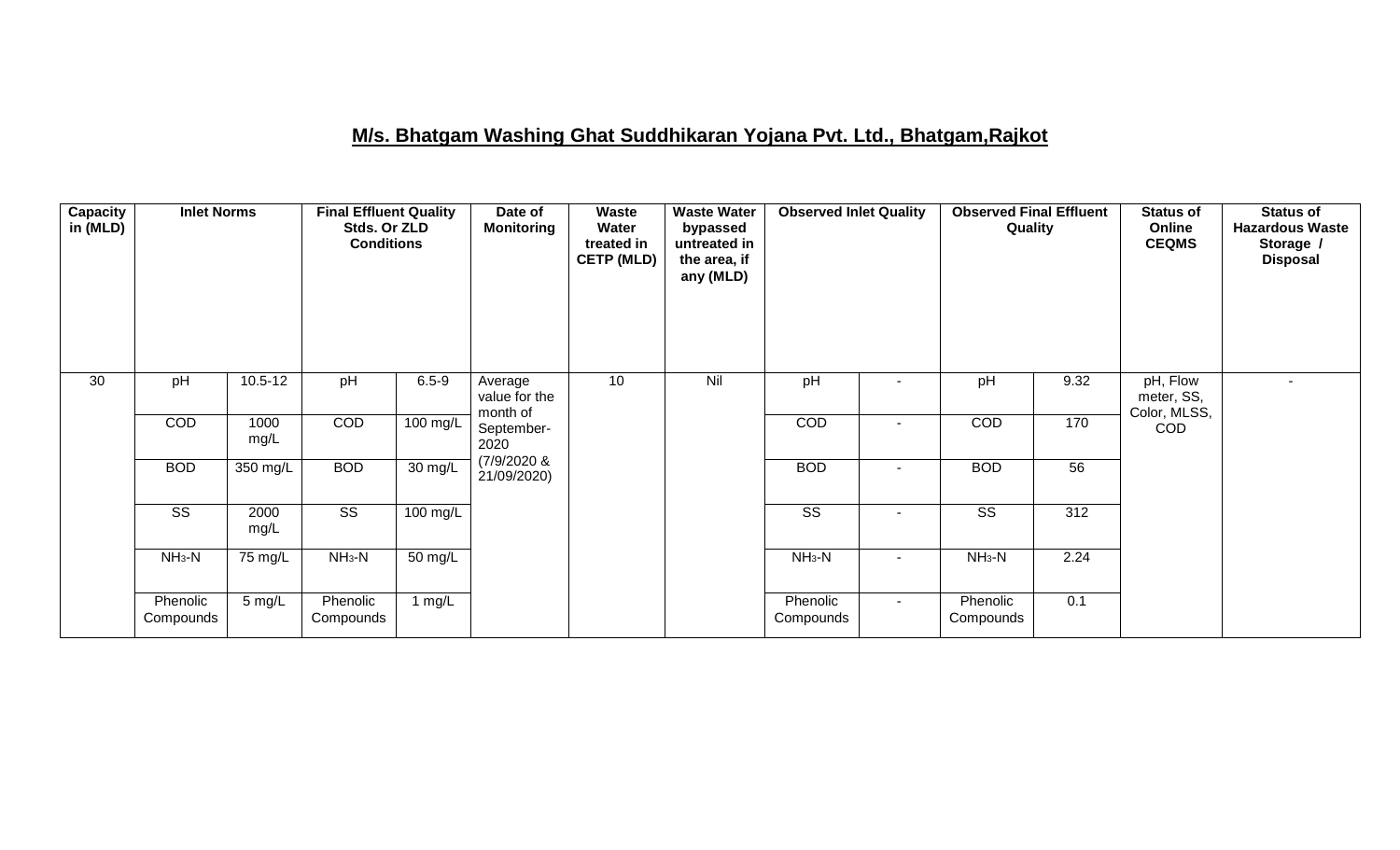## M/s. Bhatgam Washing Ghat Suddhikaran Yojana Pvt. Ltd., Bhatgam,Rajkot

| Capacity in (MLD) | Inlet Norms | | Final Effluent Quality Stds. Or ZLD Conditions | | Date of Monitoring | Waste Water treated in CETP (MLD) | Waste Water bypassed untreated in the area, if any (MLD) | Observed Inlet Quality | | Observed Final Effluent Quality | | Status of Online CEQMS | Status of Hazardous Waste Storage / Disposal |
|---|---|---|---|---|---|---|---|---|---|---|---|---|---|
| 30 | pH | 10.5-12 | pH | 6.5-9 | Average value for the month of September-2020 (7/9/2020 & 21/09/2020) | 10 | Nil | pH | - | pH | 9.32 | pH, Flow meter, SS, Color, MLSS, COD | - |
| | COD | 1000 mg/L | COD | 100 mg/L | | | | COD | - | COD | 170 | | |
| | BOD | 350 mg/L | BOD | 30 mg/L | | | | BOD | - | BOD | 56 | | |
| | SS | 2000 mg/L | SS | 100 mg/L | | | | SS | - | SS | 312 | | |
| | $NH_3$-N | 75 mg/L | $NH_3$-N | 50 mg/L | | | | $NH_3$-N | - | $NH_3$-N | 2.24 | | |
| | Phenolic Compounds | 5 mg/L | Phenolic Compounds | 1 mg/L | | | | Phenolic Compounds | - | Phenolic Compounds | 0.1 | | |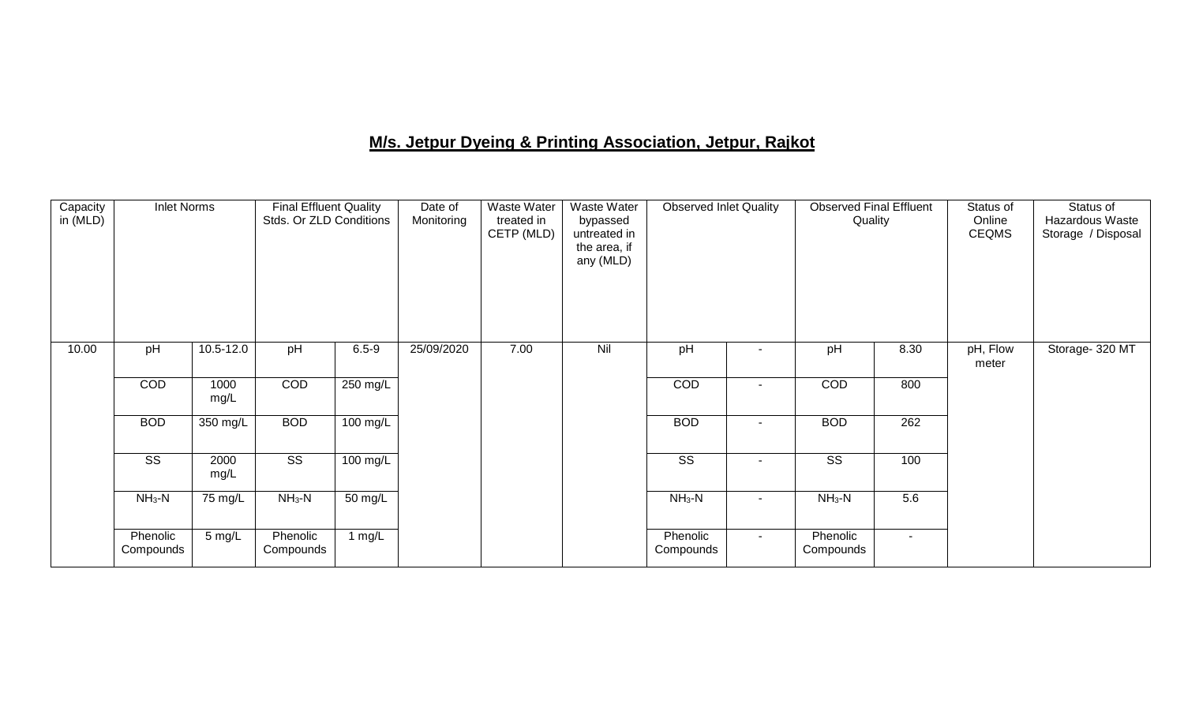## M/s. Jetpur Dyeing & Printing Association, Jetpur, Rajkot

| Capacity in (MLD) | Inlet Norms | | Final Effluent Quality Stds. Or ZLD Conditions | | Date of Monitoring | Waste Water treated in CETP (MLD) | Waste Water bypassed untreated in the area, if any (MLD) | Observed Inlet Quality | | Observed Final Effluent Quality | | Status of Online CEQMS | Status of Hazardous Waste Storage / Disposal |
|---|---|---|---|---|---|---|---|---|---|---|---|---|---|
| 10.00 | pH | 10.5-12.0 | pH | 6.5-9 | 25/09/2020 | 7.00 | Nil | pH | - | pH | 8.30 | pH, Flow meter | Storage- 320 MT |
| | COD | 1000 mg/L | COD | 250 mg/L | | | | COD | - | COD | 800 | | |
| | BOD | 350 mg/L | BOD | 100 mg/L | | | | BOD | - | BOD | 262 | | |
| | SS | 2000 mg/L | SS | 100 mg/L | | | | SS | - | SS | 100 | | |
| | $NH_3$-N | 75 mg/L | $NH_3$-N | 50 mg/L | | | | $NH_3$-N | - | $NH_3$-N | 5.6 | | |
| | Phenolic Compounds | 5 mg/L | Phenolic Compounds | 1 mg/L | | | | Phenolic Compounds | - | Phenolic Compounds | - | | |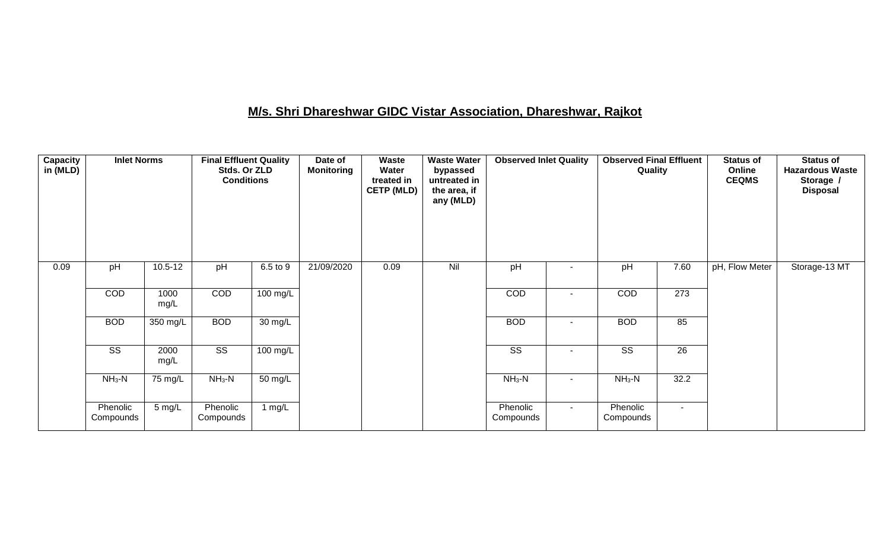## M/s. Shri Dhareshwar GIDC Vistar Association, Dhareshwar, Rajkot

| Capacity in (MLD) | Inlet Norms | | Final Effluent Quality Stds. Or ZLD Conditions | | Date of Monitoring | Waste Water treated in CETP (MLD) | Waste Water bypassed untreated in the area, if any (MLD) | Observed Inlet Quality | | Observed Final Effluent Quality | | Status of Online CEQMS | Status of Hazardous Waste Storage / Disposal |
|---|---|---|---|---|---|---|---|---|---|---|---|---|---|
| 0.09 | pH | 10.5-12 | pH | 6.5 to 9 | 21/09/2020 | 0.09 | Nil | pH | - | pH | 7.60 | pH, Flow Meter | Storage-13 MT |
| | COD | 1000 mg/L | COD | 100 mg/L | | | | COD | - | COD | 273 | | |
| | BOD | 350 mg/L | BOD | 30 mg/L | | | | BOD | - | BOD | 85 | | |
| | SS | 2000 mg/L | SS | 100 mg/L | | | | SS | - | SS | 26 | | |
| | $NH_3$-N | 75 mg/L | $NH_3$-N | 50 mg/L | | | | $NH_3$-N | - | $NH_3$-N | 32.2 | | |
| | Phenolic Compounds | 5 mg/L | Phenolic Compounds | 1 mg/L | | | | Phenolic Compounds | - | Phenolic Compounds | - | | |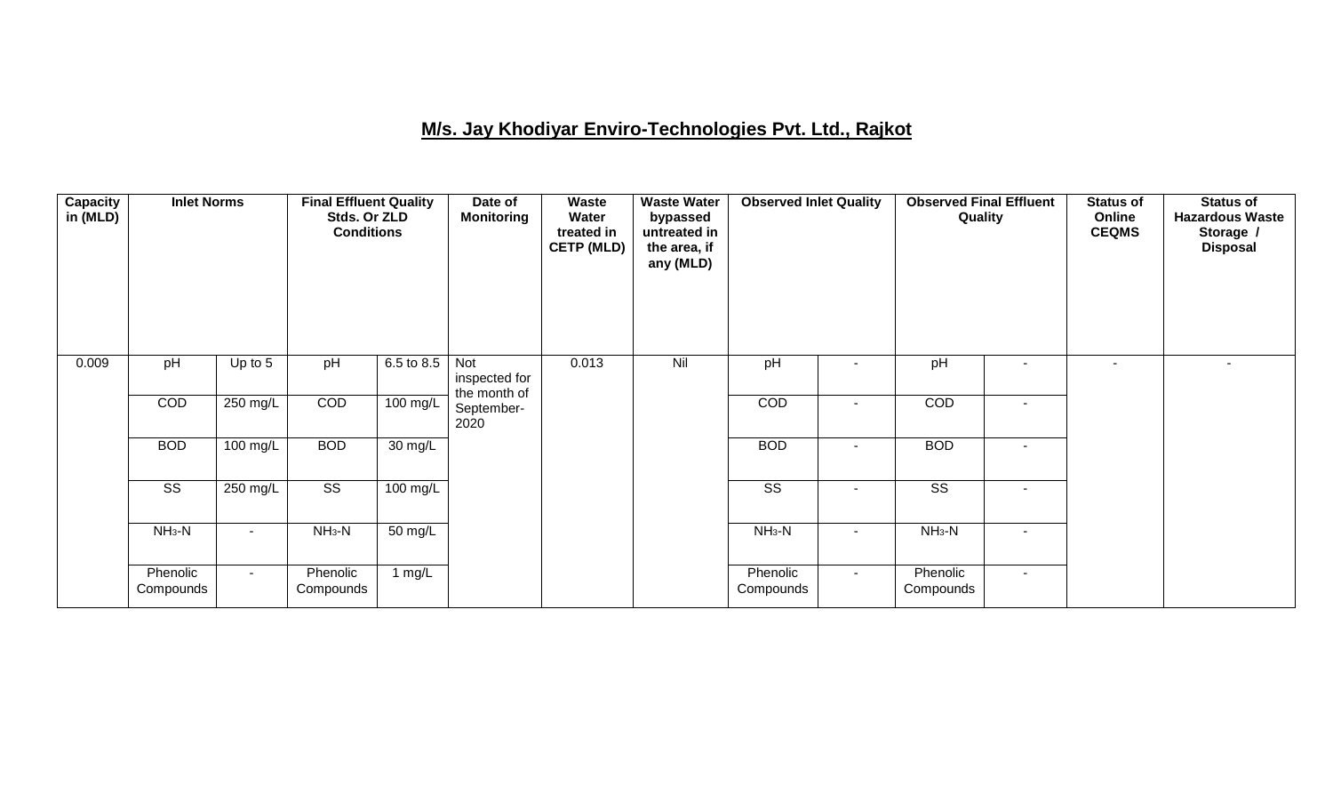## M/s. Jay Khodiyar Enviro-Technologies Pvt. Ltd., Rajkot

| Capacity in (MLD) | Inlet Norms | | Final Effluent Quality Stds. Or ZLD Conditions | | Date of Monitoring | Waste Water treated in CETP (MLD) | Waste Water bypassed untreated in the area, if any (MLD) | Observed Inlet Quality | | Observed Final Effluent Quality | | Status of Online CEQMS | Status of Hazardous Waste Storage / Disposal |
|---|---|---|---|---|---|---|---|---|---|---|---|---|---|
| 0.009 | pH | Up to 5 | pH | 6.5 to 8.5 | Not inspected for the month of September-2020 | 0.013 | Nil | pH | - | pH | - | - | - |
| | COD | 250 mg/L | COD | 100 mg/L | | | | COD | - | COD | - | | |
| | BOD | 100 mg/L | BOD | 30 mg/L | | | | BOD | - | BOD | - | | |
| | SS | 250 mg/L | SS | 100 mg/L | | | | SS | - | SS | - | | |
| | $NH_3$-N | - | $NH_3$-N | 50 mg/L | | | | $NH_3$-N | - | $NH_3$-N | - | | |
| | Phenolic Compounds | - | Phenolic Compounds | 1 mg/L | | | | Phenolic Compounds | - | Phenolic Compounds | - | | |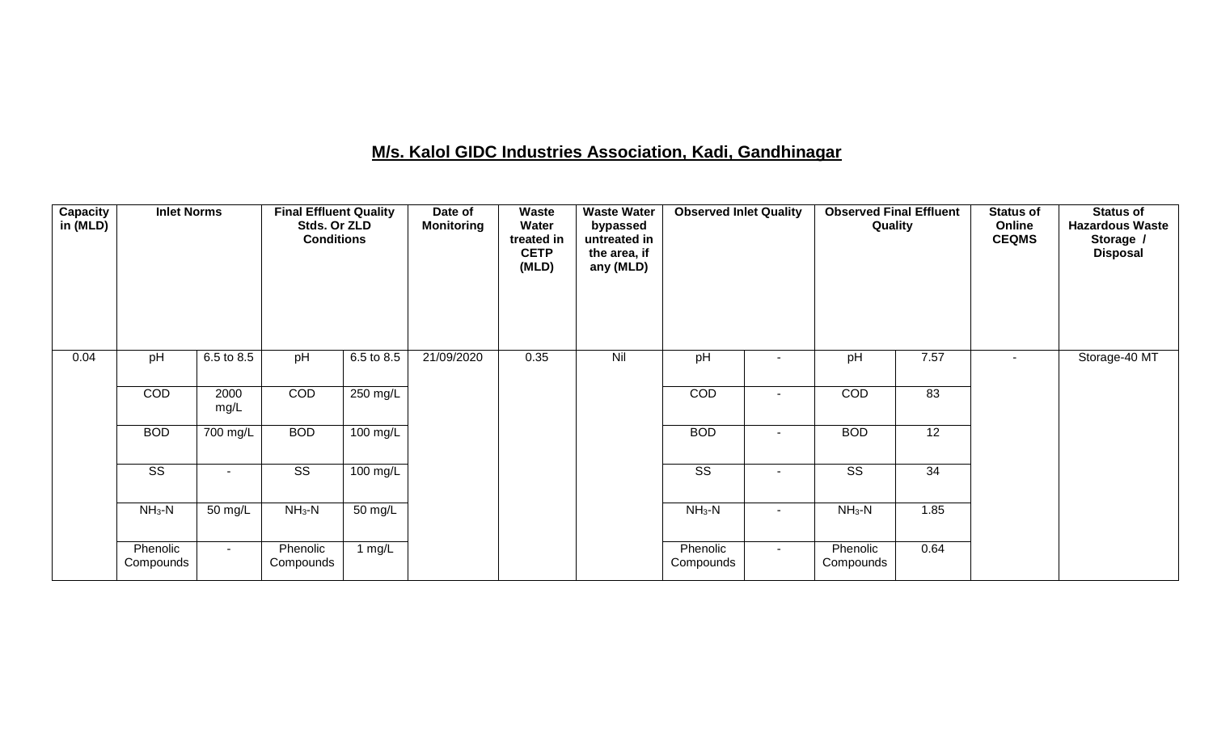# M/s. Kalol GIDC Industries Association, Kadi, Gandhinagar

| Capacity in (MLD) | Inlet Norms | | Final Effluent Quality Stds. Or ZLD Conditions | | Date of Monitoring | Waste Water treated in CETP (MLD) | Waste Water bypassed untreated in the area, if any (MLD) | Observed Inlet Quality | | Observed Final Effluent Quality | | Status of Online CEQMS | Status of Hazardous Waste Storage / Disposal |
|---|---|---|---|---|---|---|---|---|---|---|---|---|---|
| 0.04 | pH | 6.5 to 8.5 | pH | 6.5 to 8.5 | 21/09/2020 | 0.35 | Nil | pH | - | pH | 7.57 | - | Storage-40 MT |
| | COD | 2000 mg/L | COD | 250 mg/L | | | | COD | - | COD | 83 | | |
| | BOD | 700 mg/L | BOD | 100 mg/L | | | | BOD | - | BOD | 12 | | |
| | SS | - | SS | 100 mg/L | | | | SS | - | SS | 34 | | |
| | $NH_3$-N | 50 mg/L | $NH_3$-N | 50 mg/L | | | | $NH_3$-N | - | $NH_3$-N | 1.85 | | |
| | Phenolic Compounds | - | Phenolic Compounds | 1 mg/L | | | | Phenolic Compounds | - | Phenolic Compounds | 0.64 | | |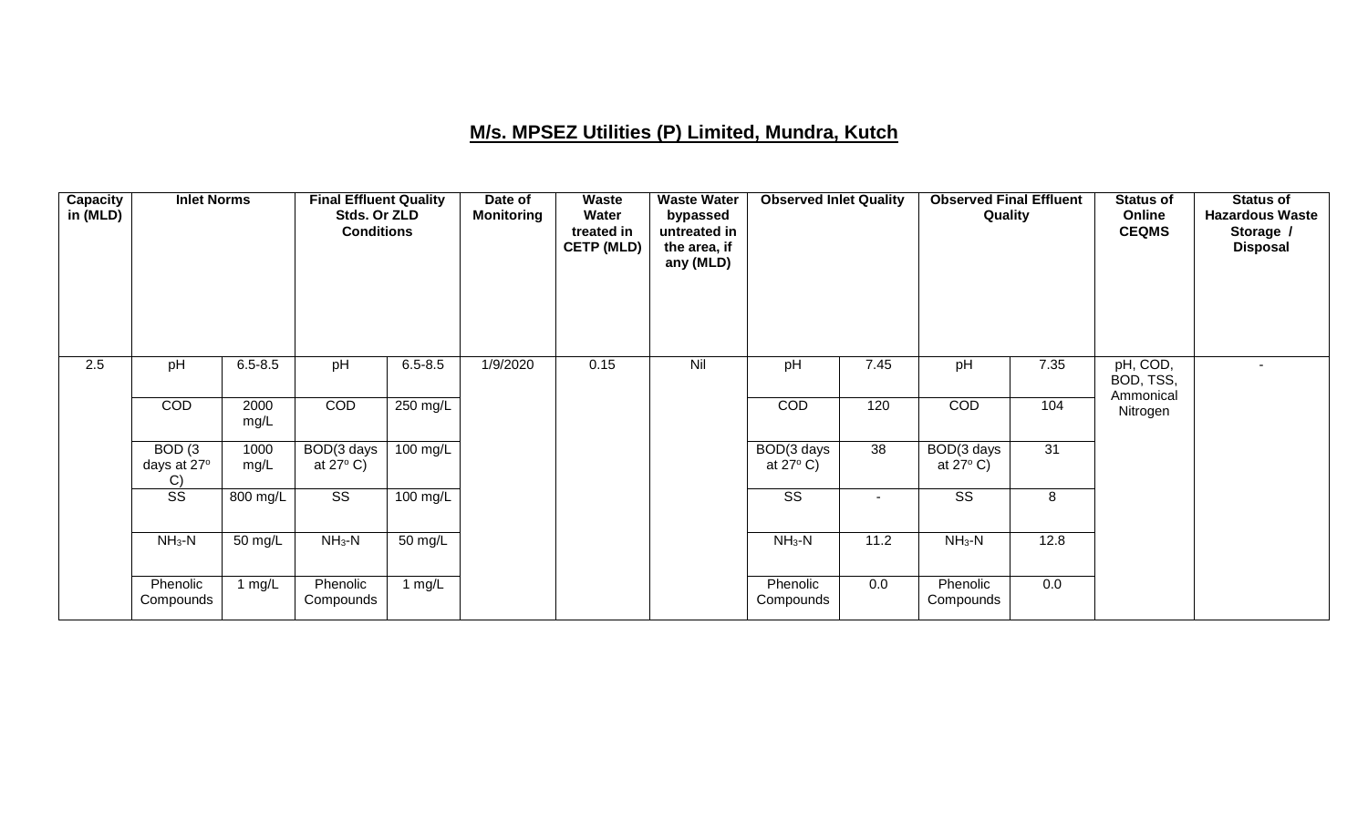## M/s. MPSEZ Utilities (P) Limited, Mundra, Kutch

| Capacity in (MLD) | Inlet Norms | | Final Effluent Quality Stds. Or ZLD Conditions | | Date of Monitoring | Waste Water treated in CETP (MLD) | Waste Water bypassed untreated in the area, if any (MLD) | Observed Inlet Quality | | Observed Final Effluent Quality | | Status of Online CEQMS | Status of Hazardous Waste Storage / Disposal |
|---|---|---|---|---|---|---|---|---|---|---|---|---|---|
| 2.5 | pH | 6.5-8.5 | pH | 6.5-8.5 | 1/9/2020 | 0.15 | Nil | pH | 7.45 | pH | 7.35 | pH, COD, BOD, TSS, Ammonical Nitrogen | - |
| | COD | 2000 mg/L | COD | 250 mg/L | | | | COD | 120 | COD | 104 | | |
| | BOD (3 days at 27º C) | 1000 mg/L | BOD(3 days at 27º C) | 100 mg/L | | | | BOD(3 days at 27º C) | 38 | BOD(3 days at 27º C) | 31 | | |
| | SS | 800 mg/L | SS | 100 mg/L | | | | SS | - | SS | 8 | | |
| | $NH_3$-N | 50 mg/L | $NH_3$-N | 50 mg/L | | | | $NH_3$-N | 11.2 | $NH_3$-N | 12.8 | | |
| | Phenolic Compounds | 1 mg/L | Phenolic Compounds | 1 mg/L | | | | Phenolic Compounds | 0.0 | Phenolic Compounds | 0.0 | | |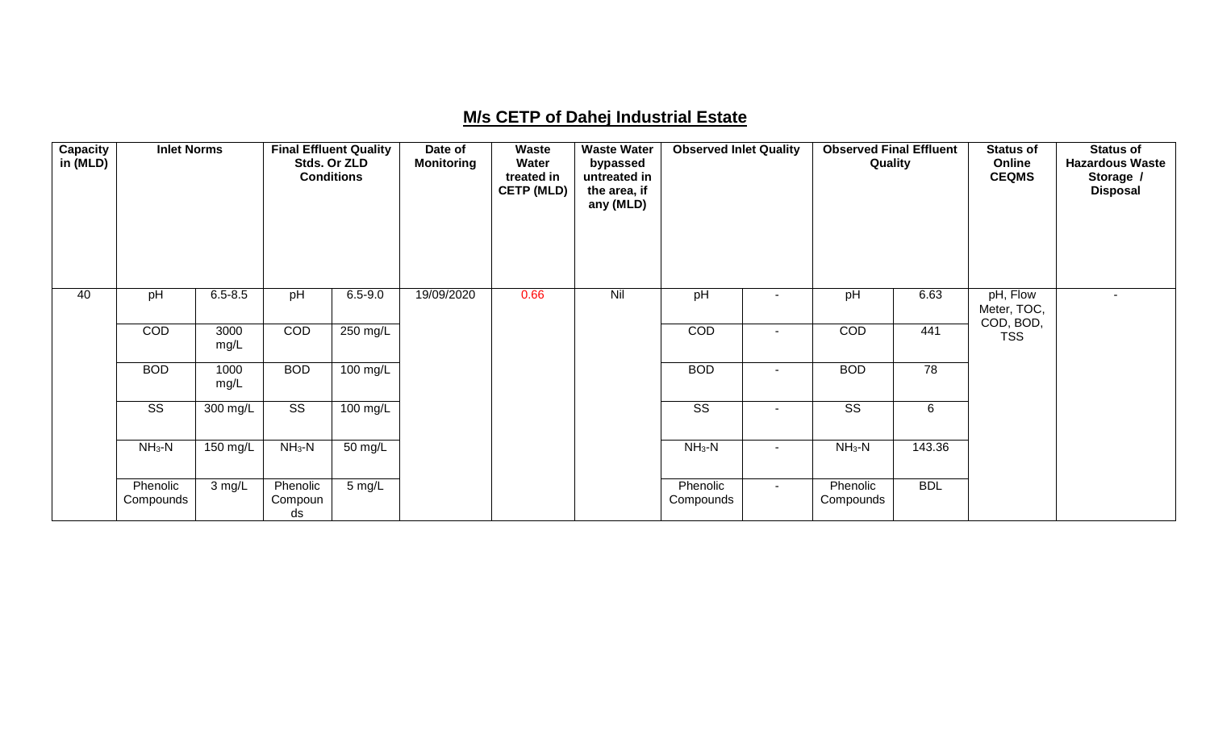## M/s CETP of Dahej Industrial Estate

| Capacity in (MLD) | Inlet Norms | | Final Effluent Quality Stds. Or ZLD Conditions | | Date of Monitoring | Waste Water treated in CETP (MLD) | Waste Water bypassed untreated in the area, if any (MLD) | Observed Inlet Quality | | Observed Final Effluent Quality | | Status of Online CEQMS | Status of Hazardous Waste Storage / Disposal |
|---|---|---|---|---|---|---|---|---|---|---|---|---|---|
| 40 | pH | 6.5-8.5 | pH | 6.5-9.0 | 19/09/2020 | 0.66 | Nil | pH | - | pH | 6.63 | pH, Flow Meter, TOC, COD, BOD, TSS | - |
| | COD | 3000 mg/L | COD | 250 mg/L | | | | COD | - | COD | 441 | | |
| | BOD | 1000 mg/L | BOD | 100 mg/L | | | | BOD | - | BOD | 78 | | |
| | SS | 300 mg/L | SS | 100 mg/L | | | | SS | - | SS | 6 | | |
| | $NH_3$-N | 150 mg/L | $NH_3$-N | 50 mg/L | | | | $NH_3$-N | - | $NH_3$-N | 143.36 | | |
| | Phenolic Compounds | 3 mg/L | Phenolic Compounds | 5 mg/L | | | | Phenolic Compounds | - | Phenolic Compounds | BDL | | |